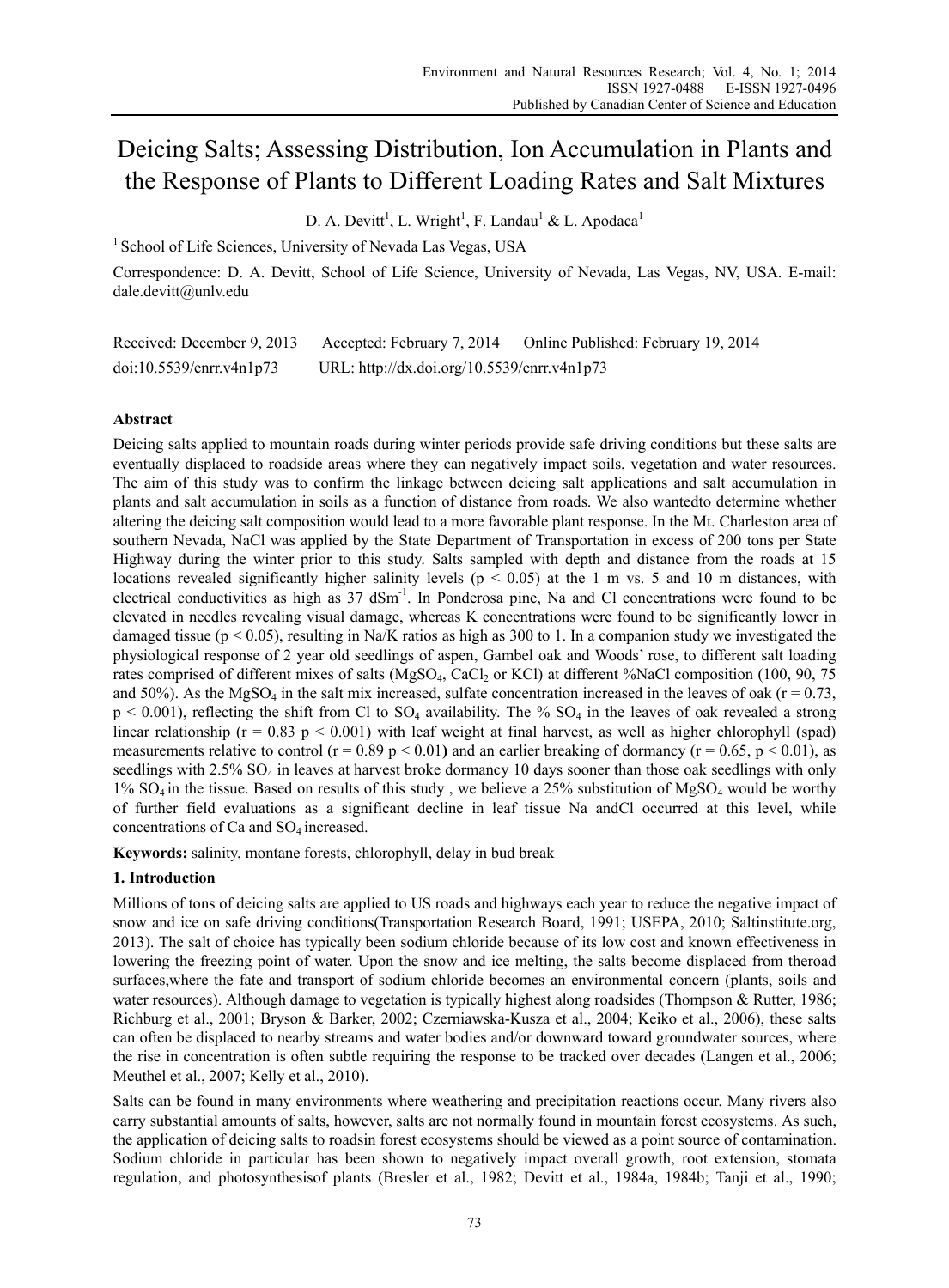# Deicing Salts; Assessing Distribution, Ion Accumulation in Plants and the Response of Plants to Different Loading Rates and Salt Mixtures

D. A. Devitt[1], L. Wright[1], F. Landau[1] & L. Apodaca[1]

[1] School of Life Sciences, University of Nevada Las Vegas, USA

Correspondence: D. A. Devitt, School of Life Science, University of Nevada, Las Vegas, NV, USA. E-mail: dale.devitt@unlv.edu

Received: December 9, 2013 Accepted: February 7, 2014 Online Published: February 19, 2014

doi:10.5539/enrr.v4n1p73 URL: http://dx.doi.org/10.5539/enrr.v4n1p73

## Abstract

Deicing salts applied to mountain roads during winter periods provide safe driving conditions but these salts are eventually displaced to roadside areas where they can negatively impact soils, vegetation and water resources. The aim of this study was to confirm the linkage between deicing salt applications and salt accumulation in plants and salt accumulation in soils as a function of distance from roads. We also wantedto determine whether altering the deicing salt composition would lead to a more favorable plant response. In the Mt. Charleston area of southern Nevada, NaCl was applied by the State Department of Transportation in excess of 200 tons per State Highway during the winter prior to this study. Salts sampled with depth and distance from the roads at 15 locations revealed significantly higher salinity levels ($p < 0.05$) at the 1 m vs. 5 and 10 m distances, with electrical conductivities as high as 37 $dSm^{-1}$. In Ponderosa pine, Na and Cl concentrations were found to be elevated in needles revealing visual damage, whereas K concentrations were found to be significantly lower in damaged tissue ($p < 0.05$), resulting in Na/K ratios as high as 300 to 1. In a companion study we investigated the physiological response of 2 year old seedlings of aspen, Gambel oak and Woods' rose, to different salt loading rates comprised of different mixes of salts ($MgSO_4$, $CaCl_2$ or KCl) at different %NaCl composition (100, 90, 75 and 50%). As the $MgSO_4$ in the salt mix increased, sulfate concentration increased in the leaves of oak ($r = 0.73$, $p < 0.001$), reflecting the shift from Cl to $SO_4$ availability. The % $SO_4$ in the leaves of oak revealed a strong linear relationship ($r = 0.83$ $p < 0.001$) with leaf weight at final harvest, as well as higher chlorophyll (spad) measurements relative to control ($r = 0.89$ $p < 0.01$) and an earlier breaking of dormancy ($r = 0.65$, $p < 0.01$), as seedlings with 2.5% $SO_4$ in leaves at harvest broke dormancy 10 days sooner than those oak seedlings with only 1% $SO_4$ in the tissue. Based on results of this study , we believe a 25% substitution of $MgSO_4$ would be worthy of further field evaluations as a significant decline in leaf tissue Na andCl occurred at this level, while concentrations of Ca and $SO_4$ increased.

**Keywords:** salinity, montane forests, chlorophyll, delay in bud break

## 1. Introduction

Millions of tons of deicing salts are applied to US roads and highways each year to reduce the negative impact of snow and ice on safe driving conditions(Transportation Research Board, 1991; USEPA, 2010; Saltinstitute.org, 2013). The salt of choice has typically been sodium chloride because of its low cost and known effectiveness in lowering the freezing point of water. Upon the snow and ice melting, the salts become displaced from theroad surfaces,where the fate and transport of sodium chloride becomes an environmental concern (plants, soils and water resources). Although damage to vegetation is typically highest along roadsides (Thompson & Rutter, 1986; Richburg et al., 2001; Bryson & Barker, 2002; Czerniawska-Kusza et al., 2004; Keiko et al., 2006), these salts can often be displaced to nearby streams and water bodies and/or downward toward groundwater sources, where the rise in concentration is often subtle requiring the response to be tracked over decades (Langen et al., 2006; Meuthel et al., 2007; Kelly et al., 2010).

Salts can be found in many environments where weathering and precipitation reactions occur. Many rivers also carry substantial amounts of salts, however, salts are not normally found in mountain forest ecosystems. As such, the application of deicing salts to roadsin forest ecosystems should be viewed as a point source of contamination. Sodium chloride in particular has been shown to negatively impact overall growth, root extension, stomata regulation, and photosynthesisof plants (Bresler et al., 1982; Devitt et al., 1984a, 1984b; Tanji et al., 1990;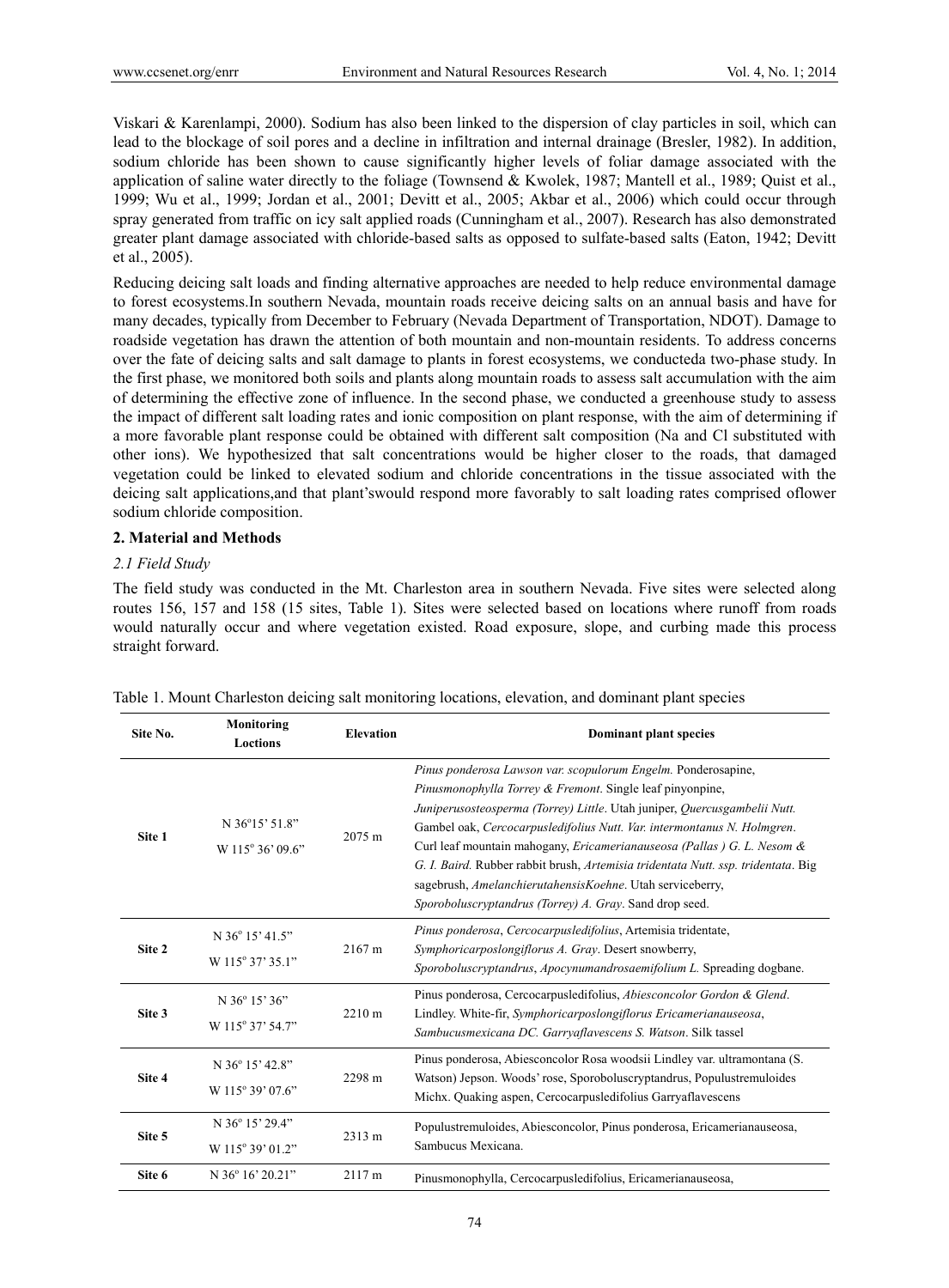Viskari & Karenlampi, 2000). Sodium has also been linked to the dispersion of clay particles in soil, which can lead to the blockage of soil pores and a decline in infiltration and internal drainage (Bresler, 1982). In addition, sodium chloride has been shown to cause significantly higher levels of foliar damage associated with the application of saline water directly to the foliage (Townsend & Kwolek, 1987; Mantell et al., 1989; Quist et al., 1999; Wu et al., 1999; Jordan et al., 2001; Devitt et al., 2005; Akbar et al., 2006) which could occur through spray generated from traffic on icy salt applied roads (Cunningham et al., 2007). Research has also demonstrated greater plant damage associated with chloride-based salts as opposed to sulfate-based salts (Eaton, 1942; Devitt et al., 2005).

Reducing deicing salt loads and finding alternative approaches are needed to help reduce environmental damage to forest ecosystems.In southern Nevada, mountain roads receive deicing salts on an annual basis and have for many decades, typically from December to February (Nevada Department of Transportation, NDOT). Damage to roadside vegetation has drawn the attention of both mountain and non-mountain residents. To address concerns over the fate of deicing salts and salt damage to plants in forest ecosystems, we conducteda two-phase study. In the first phase, we monitored both soils and plants along mountain roads to assess salt accumulation with the aim of determining the effective zone of influence. In the second phase, we conducted a greenhouse study to assess the impact of different salt loading rates and ionic composition on plant response, with the aim of determining if a more favorable plant response could be obtained with different salt composition (Na and Cl substituted with other ions). We hypothesized that salt concentrations would be higher closer to the roads, that damaged vegetation could be linked to elevated sodium and chloride concentrations in the tissue associated with the deicing salt applications,and that plant'swould respond more favorably to salt loading rates comprised oflower sodium chloride composition.

## 2. Material and Methods

### 2.1 Field Study

The field study was conducted in the Mt. Charleston area in southern Nevada. Five sites were selected along routes 156, 157 and 158 (15 sites, Table 1). Sites were selected based on locations where runoff from roads would naturally occur and where vegetation existed. Road exposure, slope, and curbing made this process straight forward.

Table 1. Mount Charleston deicing salt monitoring locations, elevation, and dominant plant species

| Site No. | Monitoring Loctions | Elevation | Dominant plant species |
|---|---|---|---|
| **Site 1** | N 36°15' 51.8" W 115° 36' 09.6" | 2075 m | *Pinus ponderosa Lawson var. scopulorum Engelm.* Ponderosapine, *Pinusmonophylla Torrey & Fremont*. Single leaf pinyonpine, *Juniperusosteosperma (Torrey) Little*. Utah juniper, *Quercusgambelii Nutt.* Gambel oak, *Cercocarpusledifolius Nutt. Var. intermontanus N. Holmgren*. Curl leaf mountain mahogany, *Ericamerianauseosa (Pallas ) G. L. Nesom & G. I. Baird.* Rubber rabbit brush, *Artemisia tridentata Nutt. ssp. tridentata*. Big sagebrush, *AmelanchierutahensisKoehne*. Utah serviceberry, *Sporoboluscryptandrus (Torrey) A. Gray*. Sand drop seed. |
| **Site 2** | N 36° 15' 41.5" W 115° 37' 35.1" | 2167 m | *Pinus ponderosa*, *Cercocarpusledifolius*, Artemisia tridentate, *Symphoricarposlongiflorus A. Gray*. Desert snowberry, *Sporoboluscryptandrus*, *Apocynumandrosaemifolium L.* Spreading dogbane. |
| **Site 3** | N 36° 15' 36" W 115° 37' 54.7" | 2210 m | Pinus ponderosa, Cercocarpusledifolius, *Abiesconcolor Gordon & Glend*. Lindley. White-fir, *Symphoricarposlongiflorus Ericamerianauseosa*, *Sambucusmexicana DC. Garryaflavescens S. Watson*. Silk tassel |
| **Site 4** | N 36° 15' 42.8" W 115° 39' 07.6" | 2298 m | Pinus ponderosa, Abiesconcolor Rosa woodsii Lindley var. ultramontana (S. Watson) Jepson. Woods' rose, Sporoboluscryptandrus, Populustremuloides Michx. Quaking aspen, Cercocarpusledifolius Garryaflavescens |
| **Site 5** | N 36° 15' 29.4" W 115° 39' 01.2" | 2313 m | Populustremuloides, Abiesconcolor, Pinus ponderosa, Ericamerianauseosa, Sambucus Mexicana. |
| **Site 6** | N 36° 16' 20.21" | 2117 m | Pinusmonophylla, Cercocarpusledifolius, Ericamerianauseosa, |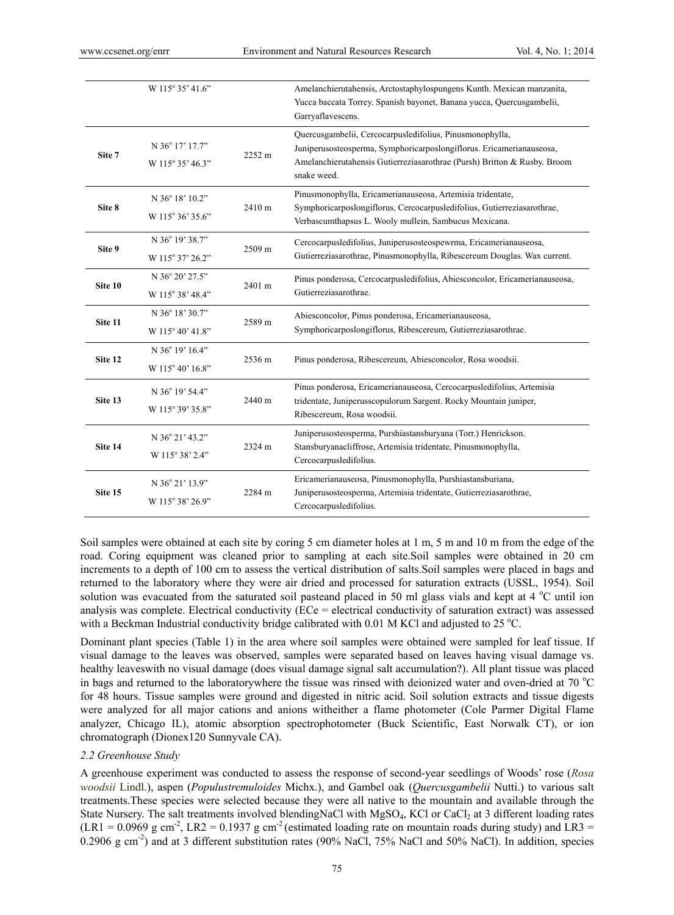|  | W 115° 35' 41.6" |  | Amelanchierutahensis, Arctostaphylospungens Kunth. Mexican manzanita, Yucca baccata Torrey. Spanish bayonet, Banana yucca, Quercusgambelii, Garryaflavescens. |
| --- | --- | --- | --- |
| **Site 7** | N 36° 17' 17.7"<br>W 115° 35' 46.3" | 2252 m | Quercusgambelii, Cercocarpusledifolius, Pinusmonophylla, Juniperusosteosperma, Symphoricarposlongiflorus. Ericamerianauseosa, Amelanchierutahensis Gutierreziasarothrae (Pursh) Britton & Rusby. Broom snake weed. |
| **Site 8** | N 36° 18' 10.2"<br>W 115° 36' 35.6" | 2410 m | Pinusmonophylla, Ericamerianauseosa, Artemisia tridentate, Symphoricarposlongiflorus, Cercocarpusledifolius, Gutierreziasarothrae, Verbascumthapsus L. Wooly mullein, Sambucus Mexicana. |
| **Site 9** | N 36° 19' 38.7"<br>W 115° 37' 26.2" | 2509 m | Cercocarpusledifolius, Juniperusosteospewrma, Ericamerianauseosa, Gutierreziasarothrae, Pinusmonophylla, Ribescereum Douglas. Wax current. |
| **Site 10** | N 36° 20' 27.5"<br>W 115° 38' 48.4" | 2401 m | Pinus ponderosa, Cercocarpusledifolius, Abiesconcolor, Ericamerianauseosa, Gutierreziasarothrae. |
| **Site 11** | N 36° 18' 30.7"<br>W 115° 40' 41.8" | 2589 m | Abiesconcolor, Pinus ponderosa, Ericamerianauseosa, Symphoricarposlongiflorus, Ribescereum, Gutierreziasarothrae. |
| **Site 12** | N 36° 19' 16.4"<br>W 115° 40' 16.8" | 2536 m | Pinus ponderosa, Ribescereum, Abiesconcolor, Rosa woodsii. |
| **Site 13** | N 36° 19' 54.4"<br>W 115° 39' 35.8" | 2440 m | Pinus ponderosa, Ericamerianauseosa, Cercocarpusledifolius, Artemisia tridentate, Juniperusscopulorum Sargent. Rocky Mountain juniper, Ribescereum, Rosa woodsii. |
| **Site 14** | N 36° 21' 43.2"<br>W 115° 38' 2.4" | 2324 m | Juniperusosteosperma, Purshiastansburyana (Torr.) Henrickson. Stansburyanacliffrose, Artemisia tridentate, Pinusmonophylla, Cercocarpusledifolius. |
| **Site 15** | N 36° 21' 13.9"<br>W 115° 38' 26.9" | 2284 m | Ericamerianauseosa, Pinusmonophylla, Purshiastansburiana, Juniperusosteosperma, Artemisia tridentate, Gutierreziasarothrae, Cercocarpusledifolius. |

Soil samples were obtained at each site by coring 5 cm diameter holes at 1 m, 5 m and 10 m from the edge of the road. Coring equipment was cleaned prior to sampling at each site.Soil samples were obtained in 20 cm increments to a depth of 100 cm to assess the vertical distribution of salts.Soil samples were placed in bags and returned to the laboratory where they were air dried and processed for saturation extracts (USSL, 1954). Soil solution was evacuated from the saturated soil pasteand placed in 50 ml glass vials and kept at 4 °C until ion analysis was complete. Electrical conductivity (ECe = electrical conductivity of saturation extract) was assessed with a Beckman Industrial conductivity bridge calibrated with 0.01 M KCl and adjusted to 25 °C.

Dominant plant species (Table 1) in the area where soil samples were obtained were sampled for leaf tissue. If visual damage to the leaves was observed, samples were separated based on leaves having visual damage vs. healthy leaveswith no visual damage (does visual damage signal salt accumulation?). All plant tissue was placed in bags and returned to the laboratorywhere the tissue was rinsed with deionized water and oven-dried at 70 °C for 48 hours. Tissue samples were ground and digested in nitric acid. Soil solution extracts and tissue digests were analyzed for all major cations and anions witheither a flame photometer (Cole Parmer Digital Flame analyzer, Chicago IL), atomic absorption spectrophotometer (Buck Scientific, East Norwalk CT), or ion chromatograph (Dionex120 Sunnyvale CA).

### *2.2 Greenhouse Study*

A greenhouse experiment was conducted to assess the response of second-year seedlings of Woods' rose (*Rosa woodsii* Lindl.), aspen (*Populustremuloides* Michx.), and Gambel oak (*Quercusgambelii* Nutti.) to various salt treatments.These species were selected because they were all native to the mountain and available through the State Nursery. The salt treatments involved blendingNaCl with $MgSO_4$, KCl or $CaCl_2$ at 3 different loading rates (LR1 = 0.0969 g $cm^{-2}$, LR2 = 0.1937 g $cm^{-2}$ (estimated loading rate on mountain roads during study) and LR3 = 0.2906 g $cm^{-2}$) and at 3 different substitution rates (90% NaCl, 75% NaCl and 50% NaCl). In addition, species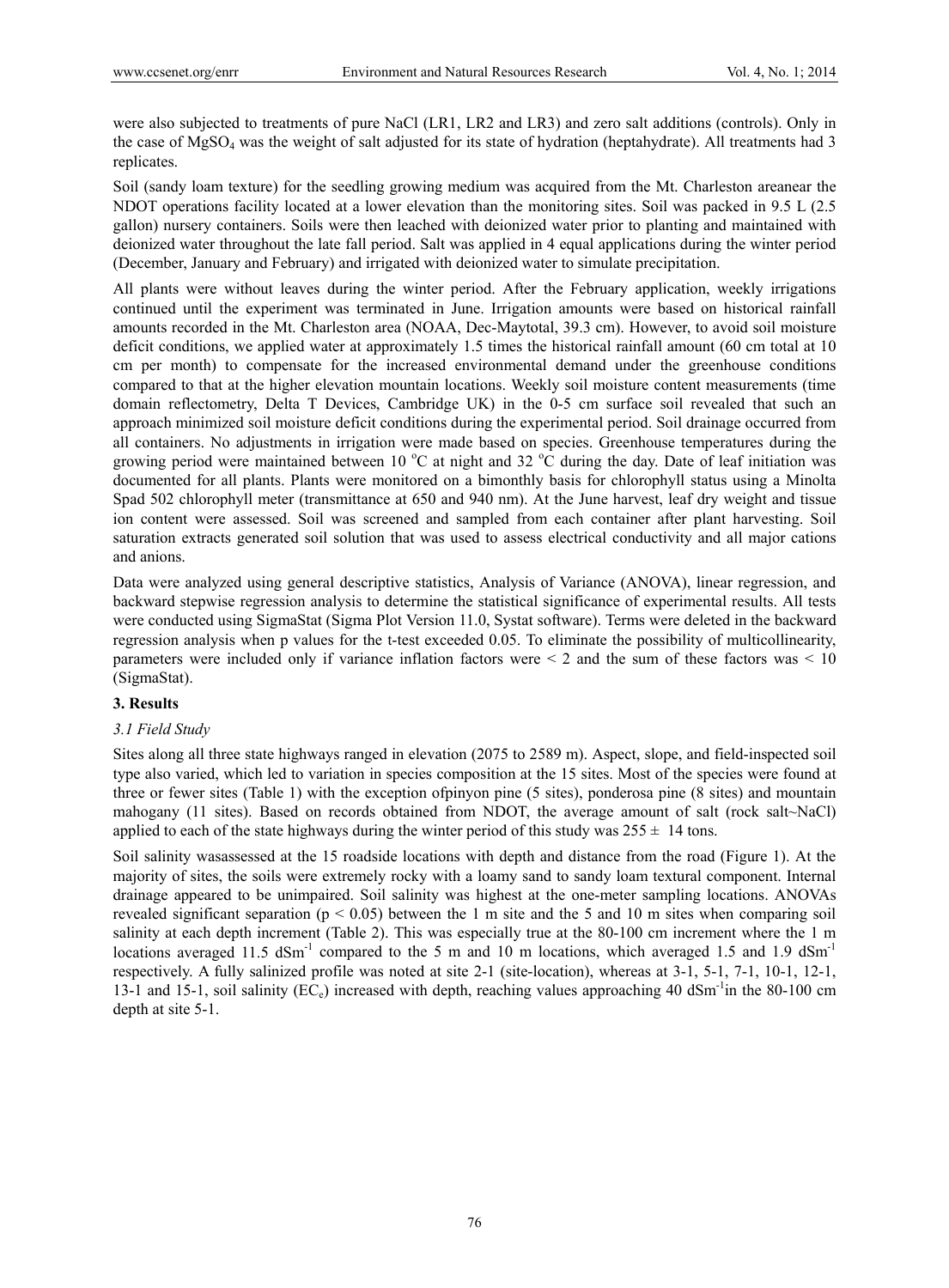were also subjected to treatments of pure NaCl (LR1, LR2 and LR3) and zero salt additions (controls). Only in the case of $MgSO_4$ was the weight of salt adjusted for its state of hydration (heptahydrate). All treatments had 3 replicates.

Soil (sandy loam texture) for the seedling growing medium was acquired from the Mt. Charleston areanear the NDOT operations facility located at a lower elevation than the monitoring sites. Soil was packed in 9.5 L (2.5 gallon) nursery containers. Soils were then leached with deionized water prior to planting and maintained with deionized water throughout the late fall period. Salt was applied in 4 equal applications during the winter period (December, January and February) and irrigated with deionized water to simulate precipitation.

All plants were without leaves during the winter period. After the February application, weekly irrigations continued until the experiment was terminated in June. Irrigation amounts were based on historical rainfall amounts recorded in the Mt. Charleston area (NOAA, Dec-Maytotal, 39.3 cm). However, to avoid soil moisture deficit conditions, we applied water at approximately 1.5 times the historical rainfall amount (60 cm total at 10 cm per month) to compensate for the increased environmental demand under the greenhouse conditions compared to that at the higher elevation mountain locations. Weekly soil moisture content measurements (time domain reflectometry, Delta T Devices, Cambridge UK) in the 0-5 cm surface soil revealed that such an approach minimized soil moisture deficit conditions during the experimental period. Soil drainage occurred from all containers. No adjustments in irrigation were made based on species. Greenhouse temperatures during the growing period were maintained between 10 °C at night and 32 °C during the day. Date of leaf initiation was documented for all plants. Plants were monitored on a bimonthly basis for chlorophyll status using a Minolta Spad 502 chlorophyll meter (transmittance at 650 and 940 nm). At the June harvest, leaf dry weight and tissue ion content were assessed. Soil was screened and sampled from each container after plant harvesting. Soil saturation extracts generated soil solution that was used to assess electrical conductivity and all major cations and anions.

Data were analyzed using general descriptive statistics, Analysis of Variance (ANOVA), linear regression, and backward stepwise regression analysis to determine the statistical significance of experimental results. All tests were conducted using SigmaStat (Sigma Plot Version 11.0, Systat software). Terms were deleted in the backward regression analysis when p values for the t-test exceeded 0.05. To eliminate the possibility of multicollinearity, parameters were included only if variance inflation factors were $< 2$ and the sum of these factors was $< 10$ (SigmaStat).

## 3. Results

### *3.1 Field Study*

Sites along all three state highways ranged in elevation (2075 to 2589 m). Aspect, slope, and field-inspected soil type also varied, which led to variation in species composition at the 15 sites. Most of the species were found at three or fewer sites (Table 1) with the exception ofpinyon pine (5 sites), ponderosa pine (8 sites) and mountain mahogany (11 sites). Based on records obtained from NDOT, the average amount of salt (rock salt~NaCl) applied to each of the state highways during the winter period of this study was $255 \pm 14$ tons.

Soil salinity wasassessed at the 15 roadside locations with depth and distance from the road (Figure 1). At the majority of sites, the soils were extremely rocky with a loamy sand to sandy loam textural component. Internal drainage appeared to be unimpaired. Soil salinity was highest at the one-meter sampling locations. ANOVAs revealed significant separation ($p < 0.05$) between the 1 m site and the 5 and 10 m sites when comparing soil salinity at each depth increment (Table 2). This was especially true at the 80-100 cm increment where the 1 m locations averaged 11.5 $dSm^{-1}$ compared to the 5 m and 10 m locations, which averaged 1.5 and 1.9 $dSm^{-1}$ respectively. A fully salinized profile was noted at site 2-1 (site-location), whereas at 3-1, 5-1, 7-1, 10-1, 12-1, 13-1 and 15-1, soil salinity ($EC_e$) increased with depth, reaching values approaching 40 $dSm^{-1}$in the 80-100 cm depth at site 5-1.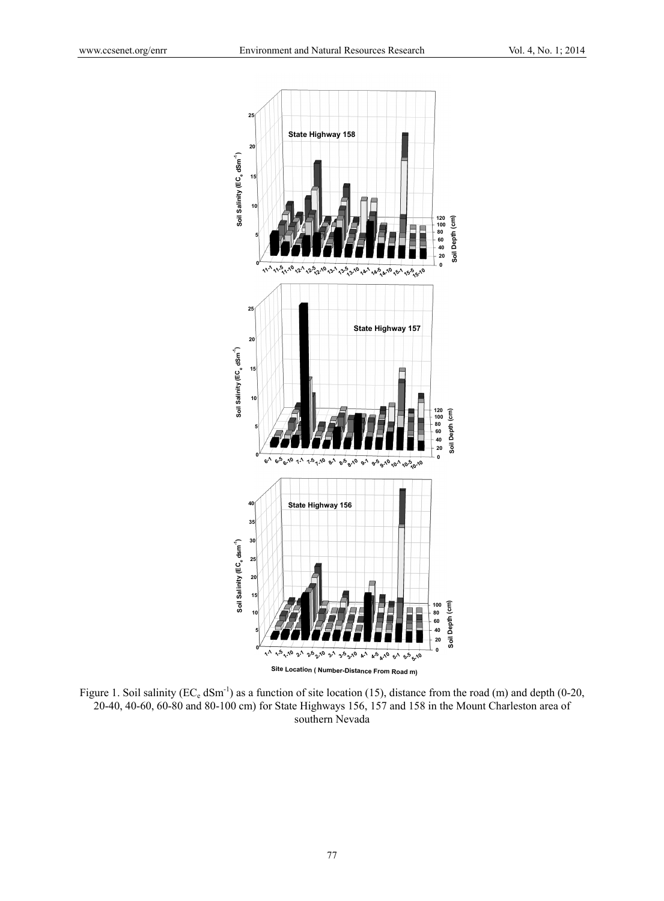Figure 1. Soil salinity ($EC_e$ $dSm^{-1}$) as a function of site location (15), distance from the road (m) and depth (0-20, 20-40, 40-60, 60-80 and 80-100 cm) for State Highways 156, 157 and 158 in the Mount Charleston area of southern Nevada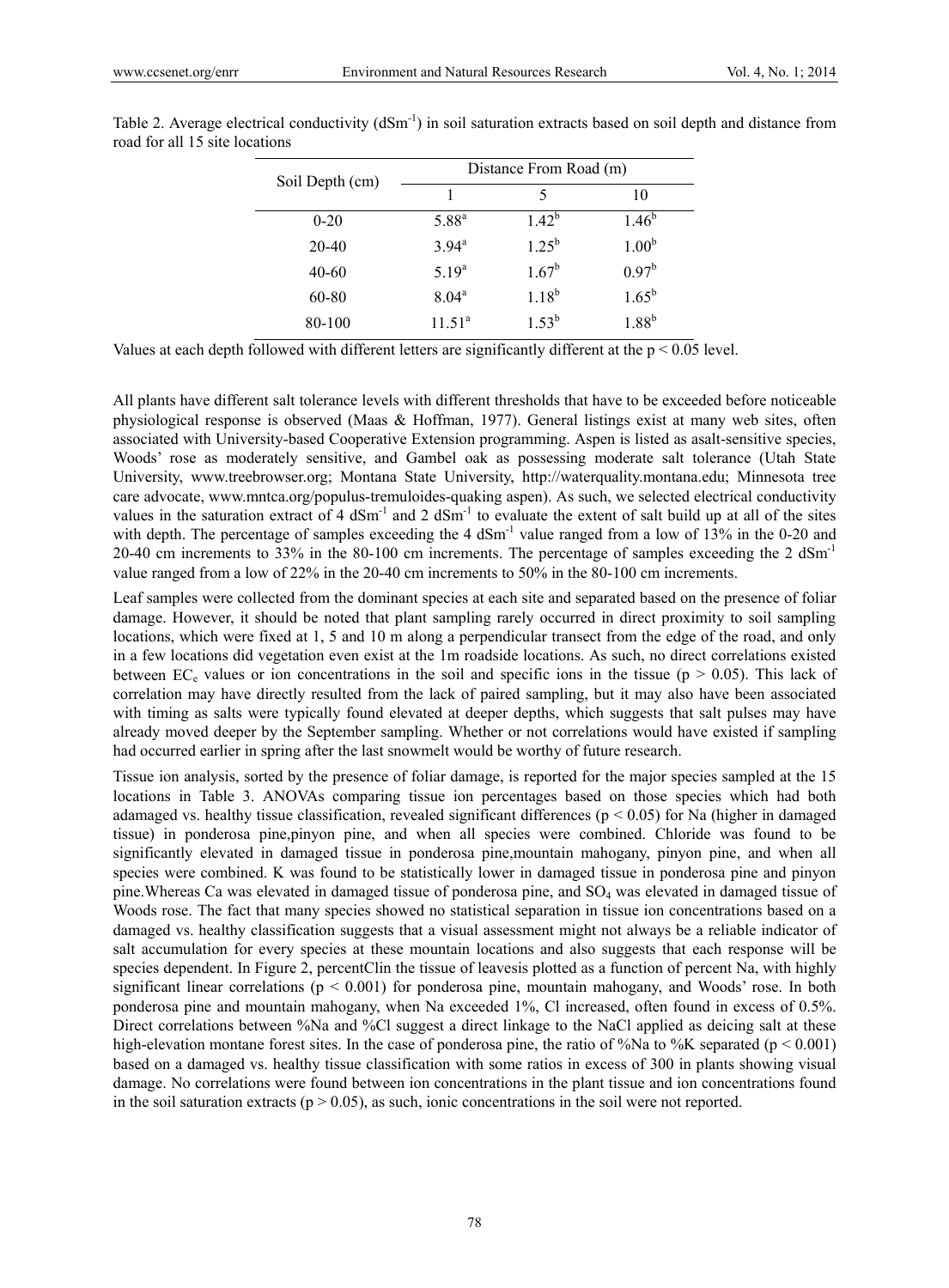Table 2. Average electrical conductivity ($dSm^{-1}$) in soil saturation extracts based on soil depth and distance from road for all 15 site locations

| Soil Depth (cm) | Distance From Road (m) | | |
|---|---|---|---|
| | 1 | 5 | 10 |
| 0-20 | $5.88^{a}$ | $1.42^{b}$ | $1.46^{b}$ |
| 20-40 | $3.94^{a}$ | $1.25^{b}$ | $1.00^{b}$ |
| 40-60 | $5.19^{a}$ | $1.67^{b}$ | $0.97^{b}$ |
| 60-80 | $8.04^{a}$ | $1.18^{b}$ | $1.65^{b}$ |
| 80-100 | $11.51^{a}$ | $1.53^{b}$ | $1.88^{b}$ |

Values at each depth followed with different letters are significantly different at the $p < 0.05$ level.

All plants have different salt tolerance levels with different thresholds that have to be exceeded before noticeable physiological response is observed (Maas & Hoffman, 1977). General listings exist at many web sites, often associated with University-based Cooperative Extension programming. Aspen is listed as asalt-sensitive species, Woods' rose as moderately sensitive, and Gambel oak as possessing moderate salt tolerance (Utah State University, www.treebrowser.org; Montana State University, http://waterquality.montana.edu; Minnesota tree care advocate, www.mntca.org/populus-tremuloides-quaking aspen). As such, we selected electrical conductivity values in the saturation extract of 4 $dSm^{-1}$ and 2 $dSm^{-1}$ to evaluate the extent of salt build up at all of the sites with depth. The percentage of samples exceeding the 4 $dSm^{-1}$ value ranged from a low of 13% in the 0-20 and 20-40 cm increments to 33% in the 80-100 cm increments. The percentage of samples exceeding the 2 $dSm^{-1}$ value ranged from a low of 22% in the 20-40 cm increments to 50% in the 80-100 cm increments.

Leaf samples were collected from the dominant species at each site and separated based on the presence of foliar damage. However, it should be noted that plant sampling rarely occurred in direct proximity to soil sampling locations, which were fixed at 1, 5 and 10 m along a perpendicular transect from the edge of the road, and only in a few locations did vegetation even exist at the 1m roadside locations. As such, no direct correlations existed between $EC_e$ values or ion concentrations in the soil and specific ions in the tissue ($p > 0.05$). This lack of correlation may have directly resulted from the lack of paired sampling, but it may also have been associated with timing as salts were typically found elevated at deeper depths, which suggests that salt pulses may have already moved deeper by the September sampling. Whether or not correlations would have existed if sampling had occurred earlier in spring after the last snowmelt would be worthy of future research.

Tissue ion analysis, sorted by the presence of foliar damage, is reported for the major species sampled at the 15 locations in Table 3. ANOVAs comparing tissue ion percentages based on those species which had both adamaged vs. healthy tissue classification, revealed significant differences ($p < 0.05$) for Na (higher in damaged tissue) in ponderosa pine,pinyon pine, and when all species were combined. Chloride was found to be significantly elevated in damaged tissue in ponderosa pine,mountain mahogany, pinyon pine, and when all species were combined. K was found to be statistically lower in damaged tissue in ponderosa pine and pinyon pine.Whereas Ca was elevated in damaged tissue of ponderosa pine, and $SO_4$ was elevated in damaged tissue of Woods rose. The fact that many species showed no statistical separation in tissue ion concentrations based on a damaged vs. healthy classification suggests that a visual assessment might not always be a reliable indicator of salt accumulation for every species at these mountain locations and also suggests that each response will be species dependent. In Figure 2, percentClin the tissue of leavesis plotted as a function of percent Na, with highly significant linear correlations ($p < 0.001$) for ponderosa pine, mountain mahogany, and Woods' rose. In both ponderosa pine and mountain mahogany, when Na exceeded 1%, Cl increased, often found in excess of 0.5%. Direct correlations between %Na and %Cl suggest a direct linkage to the NaCl applied as deicing salt at these high-elevation montane forest sites. In the case of ponderosa pine, the ratio of %Na to %K separated ($p < 0.001$) based on a damaged vs. healthy tissue classification with some ratios in excess of 300 in plants showing visual damage. No correlations were found between ion concentrations in the plant tissue and ion concentrations found in the soil saturation extracts ($p > 0.05$), as such, ionic concentrations in the soil were not reported.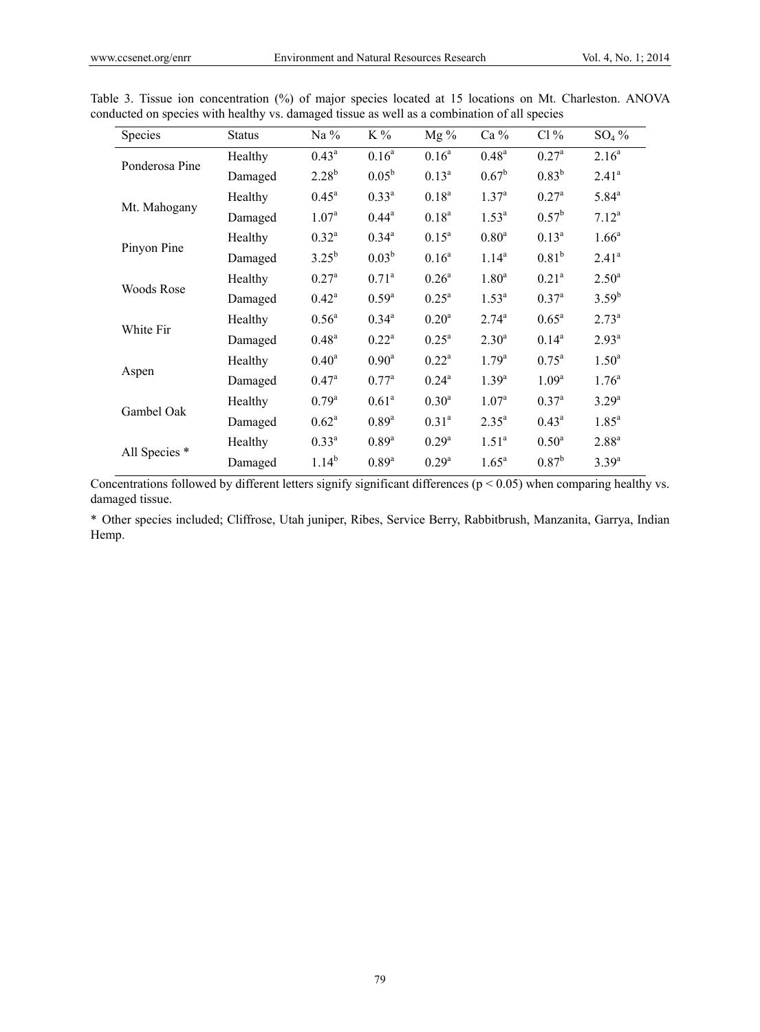Table 3. Tissue ion concentration (%) of major species located at 15 locations on Mt. Charleston. ANOVA conducted on species with healthy vs. damaged tissue as well as a combination of all species

| Species | Status | Na % | K % | Mg % | Ca % | Cl % | $SO_4$ % |
|---|---|---|---|---|---|---|---|
| Ponderosa Pine | Healthy | 0.43[a] | 0.16[a] | 0.16[a] | 0.48[a] | 0.27[a] | 2.16[a] |
| | Damaged | 2.28[b] | 0.05[b] | 0.13[a] | 0.67[b] | 0.83[b] | 2.41[a] |
| Mt. Mahogany | Healthy | 0.45[a] | 0.33[a] | 0.18[a] | 1.37[a] | 0.27[a] | 5.84[a] |
| | Damaged | 1.07[a] | 0.44[a] | 0.18[a] | 1.53[a] | 0.57[b] | 7.12[a] |
| Pinyon Pine | Healthy | 0.32[a] | 0.34[a] | 0.15[a] | 0.80[a] | 0.13[a] | 1.66[a] |
| | Damaged | 3.25[b] | 0.03[b] | 0.16[a] | 1.14[a] | 0.81[b] | 2.41[a] |
| Woods Rose | Healthy | 0.27[a] | 0.71[a] | 0.26[a] | 1.80[a] | 0.21[a] | 2.50[a] |
| | Damaged | 0.42[a] | 0.59[a] | 0.25[a] | 1.53[a] | 0.37[a] | 3.59[b] |
| White Fir | Healthy | 0.56[a] | 0.34[a] | 0.20[a] | 2.74[a] | 0.65[a] | 2.73[a] |
| | Damaged | 0.48[a] | 0.22[a] | 0.25[a] | 2.30[a] | 0.14[a] | 2.93[a] |
| Aspen | Healthy | 0.40[a] | 0.90[a] | 0.22[a] | 1.79[a] | 0.75[a] | 1.50[a] |
| | Damaged | 0.47[a] | 0.77[a] | 0.24[a] | 1.39[a] | 1.09[a] | 1.76[a] |
| Gambel Oak | Healthy | 0.79[a] | 0.61[a] | 0.30[a] | 1.07[a] | 0.37[a] | 3.29[a] |
| | Damaged | 0.62[a] | 0.89[a] | 0.31[a] | 2.35[a] | 0.43[a] | 1.85[a] |
| All Species * | Healthy | 0.33[a] | 0.89[a] | 0.29[a] | 1.51[a] | 0.50[a] | 2.88[a] |
| | Damaged | 1.14[b] | 0.89[a] | 0.29[a] | 1.65[a] | 0.87[b] | 3.39[a] |

Concentrations followed by different letters signify significant differences ($p < 0.05$) when comparing healthy vs. damaged tissue.

* Other species included; Cliffrose, Utah juniper, Ribes, Service Berry, Rabbitbrush, Manzanita, Garrya, Indian Hemp.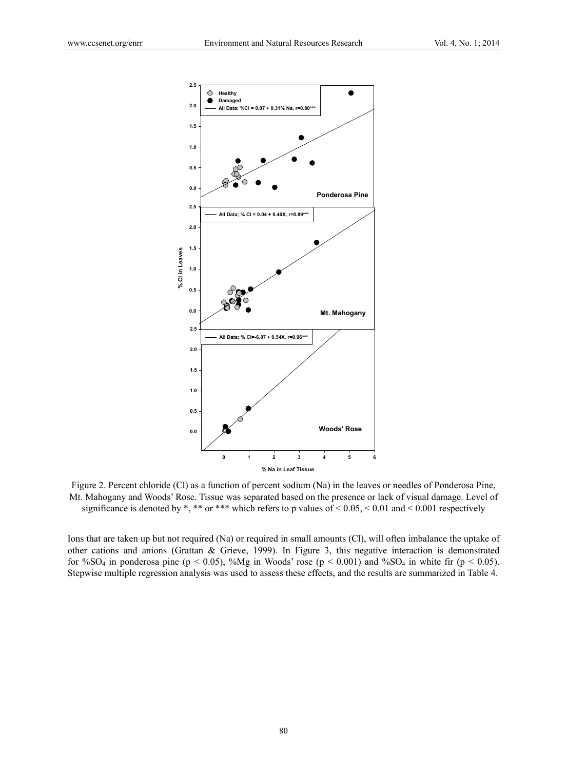Figure 2. Percent chloride (Cl) as a function of percent sodium (Na) in the leaves or needles of Ponderosa Pine, Mt. Mahogany and Woods' Rose. Tissue was separated based on the presence or lack of visual damage. Level of significance is denoted by *, ** or *** which refers to p values of < 0.05, < 0.01 and < 0.001 respectively

Ions that are taken up but not required (Na) or required in small amounts (Cl), will often imbalance the uptake of other cations and anions (Grattan & Grieve, 1999). In Figure 3, this negative interaction is demonstrated for $\%SO_4$ in ponderosa pine ($p < 0.05$), %Mg in Woods' rose ($p < 0.001$) and $\%SO_4$ in white fir ($p < 0.05$). Stepwise multiple regression analysis was used to assess these effects, and the results are summarized in Table 4.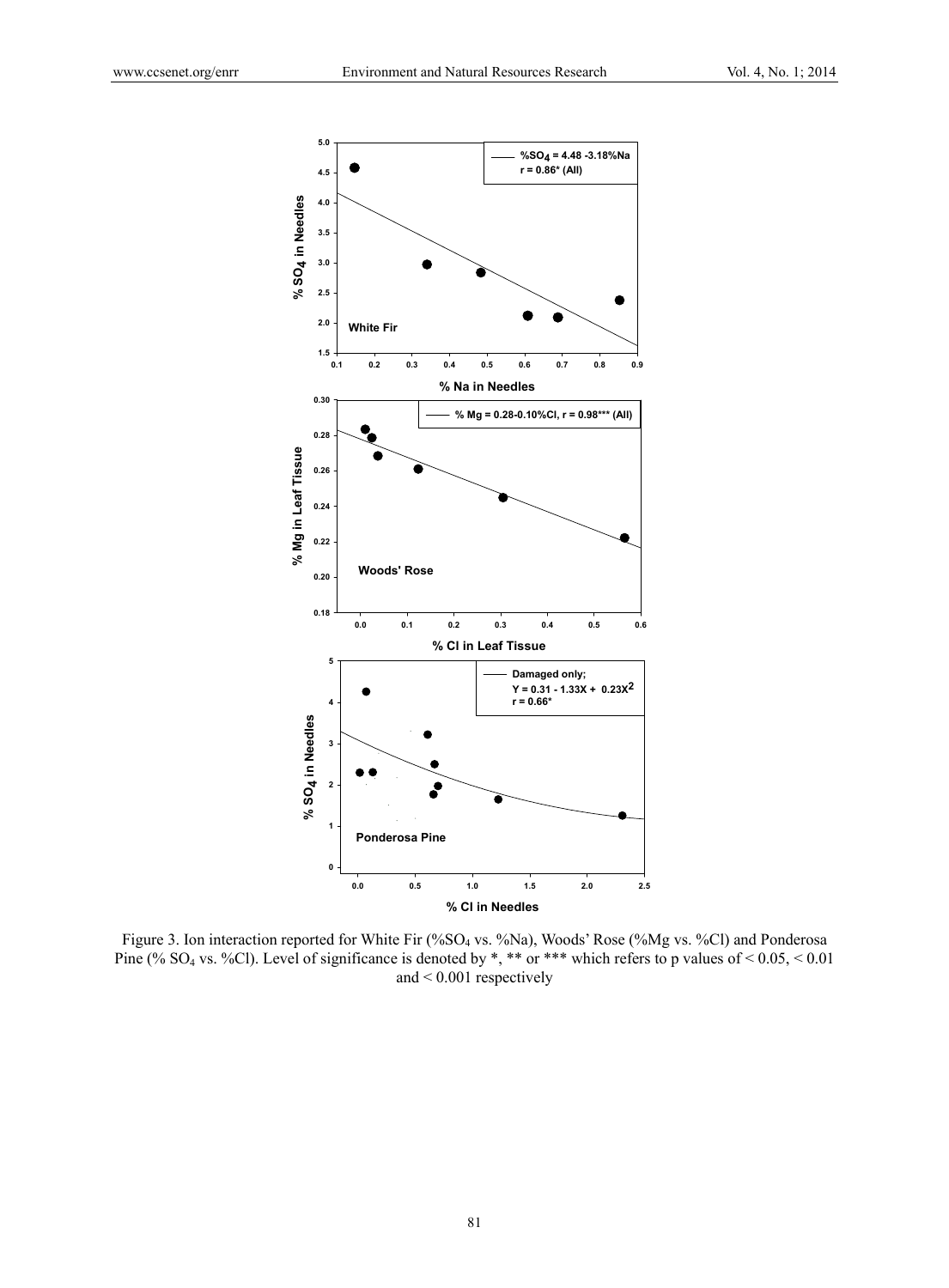Figure 3. Ion interaction reported for White Fir (% $SO_4$ vs. %Na), Woods' Rose (%Mg vs. %Cl) and Ponderosa Pine (% $SO_4$ vs. %Cl). Level of significance is denoted by *, ** or *** which refers to p values of < 0.05, < 0.01 and < 0.001 respectively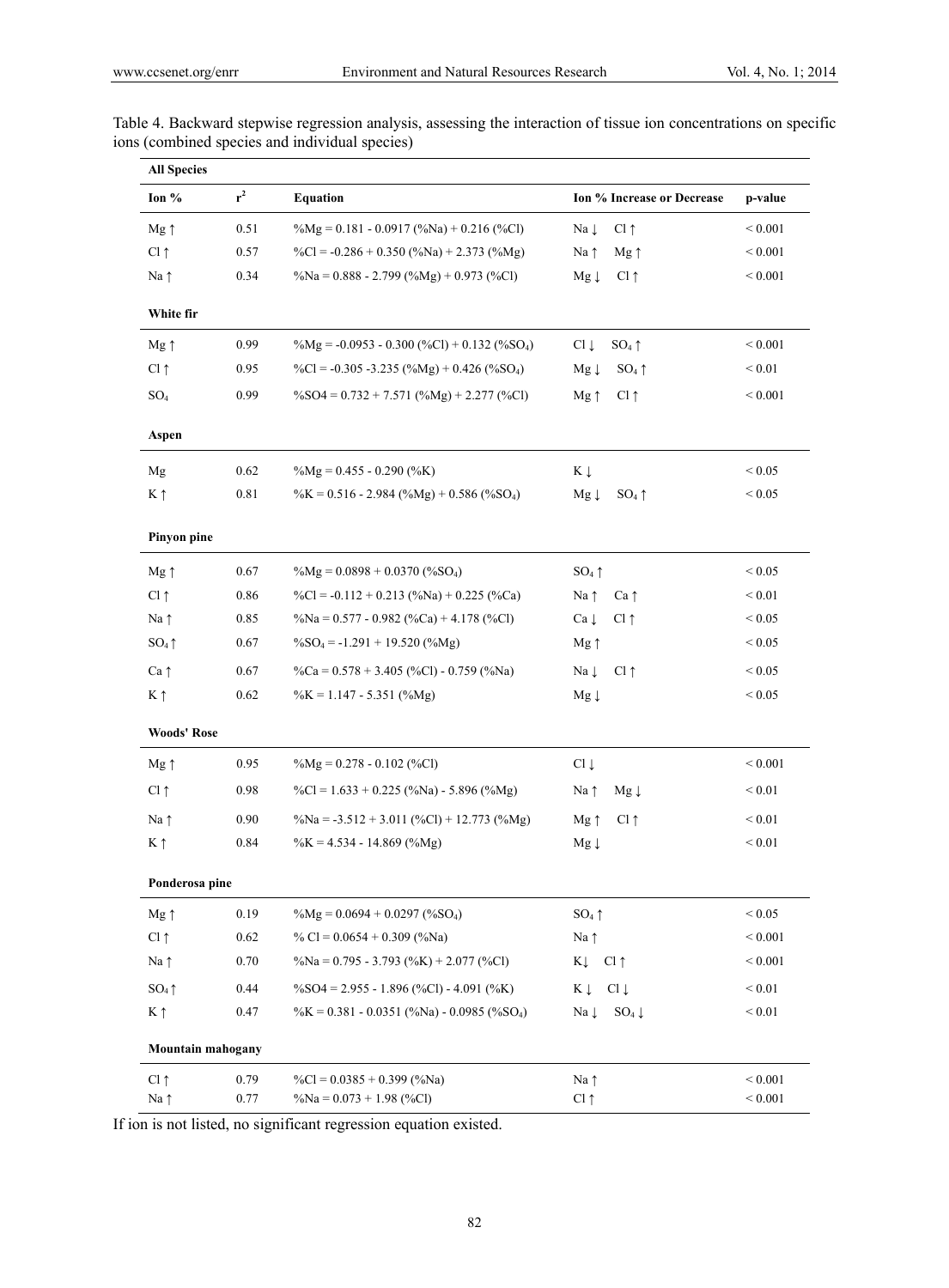Table 4. Backward stepwise regression analysis, assessing the interaction of tissue ion concentrations on specific ions (combined species and individual species)

| Ion % | $r^2$ | Equation | Ion % Increase or Decrease | p-value |
|---|---|---|---|---|
| **All Species** | | | | |
| Mg ↑ | 0.51 | %Mg = 0.181 - 0.0917 (%Na) + 0.216 (%Cl) | Na ↓ Cl ↑ | < 0.001 |
| Cl ↑ | 0.57 | %Cl = -0.286 + 0.350 (%Na) + 2.373 (%Mg) | Na ↑ Mg ↑ | < 0.001 |
| Na ↑ | 0.34 | %Na = 0.888 - 2.799 (%Mg) + 0.973 (%Cl) | Mg ↓ Cl ↑ | < 0.001 |
| **White fir** | | | | |
| Mg ↑ | 0.99 | %Mg = -0.0953 - 0.300 (%Cl) + 0.132 (%$SO_4$) | Cl ↓ $SO_4$ ↑ | < 0.001 |
| Cl ↑ | 0.95 | %Cl = -0.305 -3.235 (%Mg) + 0.426 (%$SO_4$) | Mg ↓ $SO_4$ ↑ | < 0.01 |
| $SO_4$ | 0.99 | %SO4 = 0.732 + 7.571 (%Mg) + 2.277 (%Cl) | Mg ↑ Cl ↑ | < 0.001 |
| **Aspen** | | | | |
| Mg | 0.62 | %Mg = 0.455 - 0.290 (%K) | K ↓ | < 0.05 |
| K ↑ | 0.81 | %K = 0.516 - 2.984 (%Mg) + 0.586 (%$SO_4$) | Mg ↓ $SO_4$ ↑ | < 0.05 |
| **Pinyon pine** | | | | |
| Mg ↑ | 0.67 | %Mg = 0.0898 + 0.0370 (%$SO_4$) | $SO_4$ ↑ | < 0.05 |
| Cl ↑ | 0.86 | %Cl = -0.112 + 0.213 (%Na) + 0.225 (%Ca) | Na ↑ Ca ↑ | < 0.01 |
| Na ↑ | 0.85 | %Na = 0.577 - 0.982 (%Ca) + 4.178 (%Cl) | Ca ↓ Cl ↑ | < 0.05 |
| $SO_4$ ↑ | 0.67 | %$SO_4$ = -1.291 + 19.520 (%Mg) | Mg ↑ | < 0.05 |
| Ca ↑ | 0.67 | %Ca = 0.578 + 3.405 (%Cl) - 0.759 (%Na) | Na ↓ Cl ↑ | < 0.05 |
| K ↑ | 0.62 | %K = 1.147 - 5.351 (%Mg) | Mg ↓ | < 0.05 |
| **Woods' Rose** | | | | |
| Mg ↑ | 0.95 | %Mg = 0.278 - 0.102 (%Cl) | Cl ↓ | < 0.001 |
| Cl ↑ | 0.98 | %Cl = 1.633 + 0.225 (%Na) - 5.896 (%Mg) | Na ↑ Mg ↓ | < 0.01 |
| Na ↑ | 0.90 | %Na = -3.512 + 3.011 (%Cl) + 12.773 (%Mg) | Mg ↑ Cl ↑ | < 0.01 |
| K ↑ | 0.84 | %K = 4.534 - 14.869 (%Mg) | Mg ↓ | < 0.01 |
| **Ponderosa pine** | | | | |
| Mg ↑ | 0.19 | %Mg = 0.0694 + 0.0297 (%$SO_4$) | $SO_4$ ↑ | < 0.05 |
| Cl ↑ | 0.62 | % Cl = 0.0654 + 0.309 (%Na) | Na ↑ | < 0.001 |
| Na ↑ | 0.70 | %Na = 0.795 - 3.793 (%K) + 2.077 (%Cl) | K↓ Cl ↑ | < 0.001 |
| $SO_4$ ↑ | 0.44 | %SO4 = 2.955 - 1.896 (%Cl) - 4.091 (%K) | K ↓ Cl ↓ | < 0.01 |
| K ↑ | 0.47 | %K = 0.381 - 0.0351 (%Na) - 0.0985 (%$SO_4$) | Na ↓ $SO_4$ ↓ | < 0.01 |
| **Mountain mahogany** | | | | |
| Cl ↑ | 0.79 | %Cl = 0.0385 + 0.399 (%Na) | Na ↑ | < 0.001 |
| Na ↑ | 0.77 | %Na = 0.073 + 1.98 (%Cl) | Cl ↑ | < 0.001 |

If ion is not listed, no significant regression equation existed.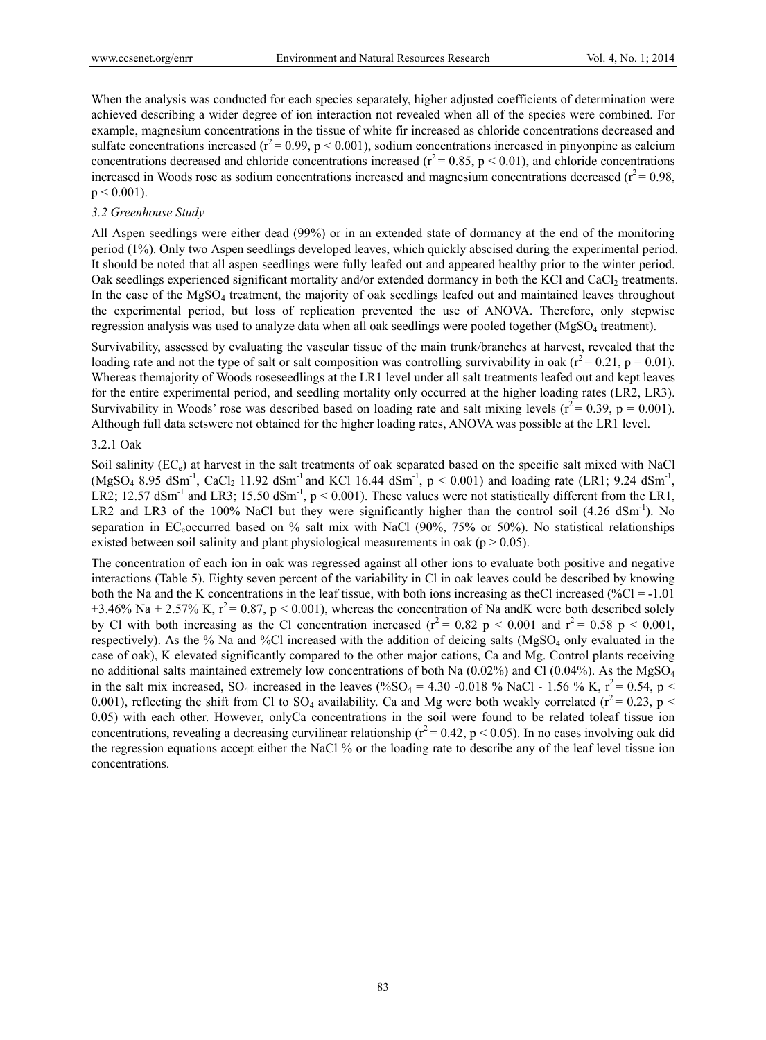When the analysis was conducted for each species separately, higher adjusted coefficients of determination were achieved describing a wider degree of ion interaction not revealed when all of the species were combined. For example, magnesium concentrations in the tissue of white fir increased as chloride concentrations decreased and sulfate concentrations increased ($r^2 = 0.99$, $p < 0.001$), sodium concentrations increased in pinyonpine as calcium concentrations decreased and chloride concentrations increased ($r^2 = 0.85$, $p < 0.01$), and chloride concentrations increased in Woods rose as sodium concentrations increased and magnesium concentrations decreased ($r^2 = 0.98$, $p < 0.001$).

### *3.2 Greenhouse Study*

All Aspen seedlings were either dead (99%) or in an extended state of dormancy at the end of the monitoring period (1%). Only two Aspen seedlings developed leaves, which quickly abscised during the experimental period. It should be noted that all aspen seedlings were fully leafed out and appeared healthy prior to the winter period. Oak seedlings experienced significant mortality and/or extended dormancy in both the KCl and $CaCl_2$ treatments. In the case of the $MgSO_4$ treatment, the majority of oak seedlings leafed out and maintained leaves throughout the experimental period, but loss of replication prevented the use of ANOVA. Therefore, only stepwise regression analysis was used to analyze data when all oak seedlings were pooled together ($MgSO_4$ treatment).

Survivability, assessed by evaluating the vascular tissue of the main trunk/branches at harvest, revealed that the loading rate and not the type of salt or salt composition was controlling survivability in oak ($r^2 = 0.21$, $p = 0.01$). Whereas themajority of Woods roseseedlings at the LR1 level under all salt treatments leafed out and kept leaves for the entire experimental period, and seedling mortality only occurred at the higher loading rates (LR2, LR3). Survivability in Woods' rose was described based on loading rate and salt mixing levels ($r^2 = 0.39$, $p = 0.001$). Although full data setswere not obtained for the higher loading rates, ANOVA was possible at the LR1 level.

#### 3.2.1 Oak

Soil salinity ($EC_e$) at harvest in the salt treatments of oak separated based on the specific salt mixed with NaCl ($MgSO_4$ 8.95 $dSm^{-1}$, $CaCl_2$ 11.92 $dSm^{-1}$ and KCl 16.44 $dSm^{-1}$, $p < 0.001$) and loading rate (LR1; 9.24 $dSm^{-1}$, LR2; 12.57 $dSm^{-1}$ and LR3; 15.50 $dSm^{-1}$, $p < 0.001$). These values were not statistically different from the LR1, LR2 and LR3 of the 100% NaCl but they were significantly higher than the control soil (4.26 $dSm^{-1}$). No separation in $EC_e$occurred based on % salt mix with NaCl (90%, 75% or 50%). No statistical relationships existed between soil salinity and plant physiological measurements in oak ($p > 0.05$).

The concentration of each ion in oak was regressed against all other ions to evaluate both positive and negative interactions (Table 5). Eighty seven percent of the variability in Cl in oak leaves could be described by knowing both the Na and the K concentrations in the leaf tissue, with both ions increasing as theCl increased (%Cl = -1.01 +3.46% Na + 2.57% K, $r^2 = 0.87$, $p < 0.001$), whereas the concentration of Na andK were both described solely by Cl with both increasing as the Cl concentration increased ($r^2 = 0.82$ $p < 0.001$ and $r^2 = 0.58$ $p < 0.001$, respectively). As the % Na and %Cl increased with the addition of deicing salts ($MgSO_4$ only evaluated in the case of oak), K elevated significantly compared to the other major cations, Ca and Mg. Control plants receiving no additional salts maintained extremely low concentrations of both Na (0.02%) and Cl (0.04%). As the $MgSO_4$ in the salt mix increased, $SO_4$ increased in the leaves (%$SO_4$ = 4.30 -0.018 % NaCl - 1.56 % K, $r^2 = 0.54$, $p < 0.001$), reflecting the shift from Cl to $SO_4$ availability. Ca and Mg were both weakly correlated ($r^2 = 0.23$, $p < 0.05$) with each other. However, onlyCa concentrations in the soil were found to be related toleaf tissue ion concentrations, revealing a decreasing curvilinear relationship ($r^2 = 0.42$, $p < 0.05$). In no cases involving oak did the regression equations accept either the NaCl % or the loading rate to describe any of the leaf level tissue ion concentrations.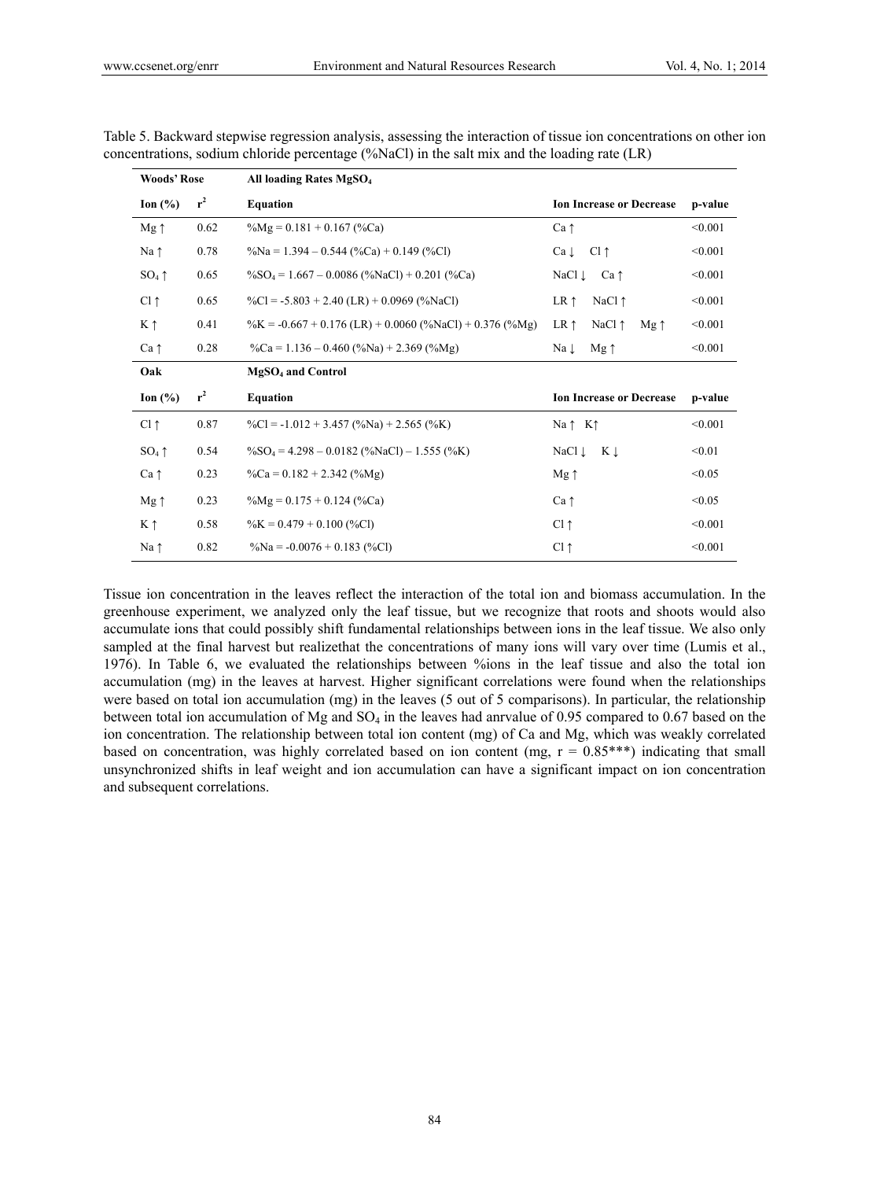Table 5. Backward stepwise regression analysis, assessing the interaction of tissue ion concentrations on other ion concentrations, sodium chloride percentage (%NaCl) in the salt mix and the loading rate (LR)

| **Woods' Rose** | | **All loading Rates $MgSO_4$** | | |
|---|---|---|---|---|
| **Ion (%)** | **$r^2$** | **Equation** | **Ion Increase or Decrease** | **p-value** |
| Mg ↑ | 0.62 | %Mg = 0.181 + 0.167 (%Ca) | Ca ↑ | <0.001 |
| Na ↑ | 0.78 | %Na = 1.394 – 0.544 (%Ca) + 0.149 (%Cl) | Ca ↓ Cl ↑ | <0.001 |
| $SO_4$ ↑ | 0.65 | $\%SO_4$ = 1.667 – 0.0086 (%NaCl) + 0.201 (%Ca) | NaCl ↓ Ca ↑ | <0.001 |
| Cl ↑ | 0.65 | %Cl = -5.803 + 2.40 (LR) + 0.0969 (%NaCl) | LR ↑ NaCl ↑ | <0.001 |
| K ↑ | 0.41 | %K = -0.667 + 0.176 (LR) + 0.0060 (%NaCl) + 0.376 (%Mg) | LR ↑ NaCl ↑ Mg ↑ | <0.001 |
| Ca ↑ | 0.28 | %Ca = 1.136 – 0.460 (%Na) + 2.369 (%Mg) | Na ↓ Mg ↑ | <0.001 |
| **Oak** | | **$MgSO_4$ and Control** | | |
| **Ion (%)** | **$r^2$** | **Equation** | **Ion Increase or Decrease** | **p-value** |
| Cl ↑ | 0.87 | %Cl = -1.012 + 3.457 (%Na) + 2.565 (%K) | Na ↑ K↑ | <0.001 |
| $SO_4$ ↑ | 0.54 | $\%SO_4$ = 4.298 – 0.0182 (%NaCl) – 1.555 (%K) | NaCl ↓ K ↓ | <0.01 |
| Ca ↑ | 0.23 | %Ca = 0.182 + 2.342 (%Mg) | Mg ↑ | <0.05 |
| Mg ↑ | 0.23 | %Mg = 0.175 + 0.124 (%Ca) | Ca ↑ | <0.05 |
| K ↑ | 0.58 | %K = 0.479 + 0.100 (%Cl) | Cl ↑ | <0.001 |
| Na ↑ | 0.82 | %Na = -0.0076 + 0.183 (%Cl) | Cl ↑ | <0.001 |

Tissue ion concentration in the leaves reflect the interaction of the total ion and biomass accumulation. In the greenhouse experiment, we analyzed only the leaf tissue, but we recognize that roots and shoots would also accumulate ions that could possibly shift fundamental relationships between ions in the leaf tissue. We also only sampled at the final harvest but realizethat the concentrations of many ions will vary over time (Lumis et al., 1976). In Table 6, we evaluated the relationships between %ions in the leaf tissue and also the total ion accumulation (mg) in the leaves at harvest. Higher significant correlations were found when the relationships were based on total ion accumulation (mg) in the leaves (5 out of 5 comparisons). In particular, the relationship between total ion accumulation of Mg and $SO_4$ in the leaves had anrvalue of 0.95 compared to 0.67 based on the ion concentration. The relationship between total ion content (mg) of Ca and Mg, which was weakly correlated based on concentration, was highly correlated based on ion content (mg, r = 0.85***) indicating that small unsynchronized shifts in leaf weight and ion accumulation can have a significant impact on ion concentration and subsequent correlations.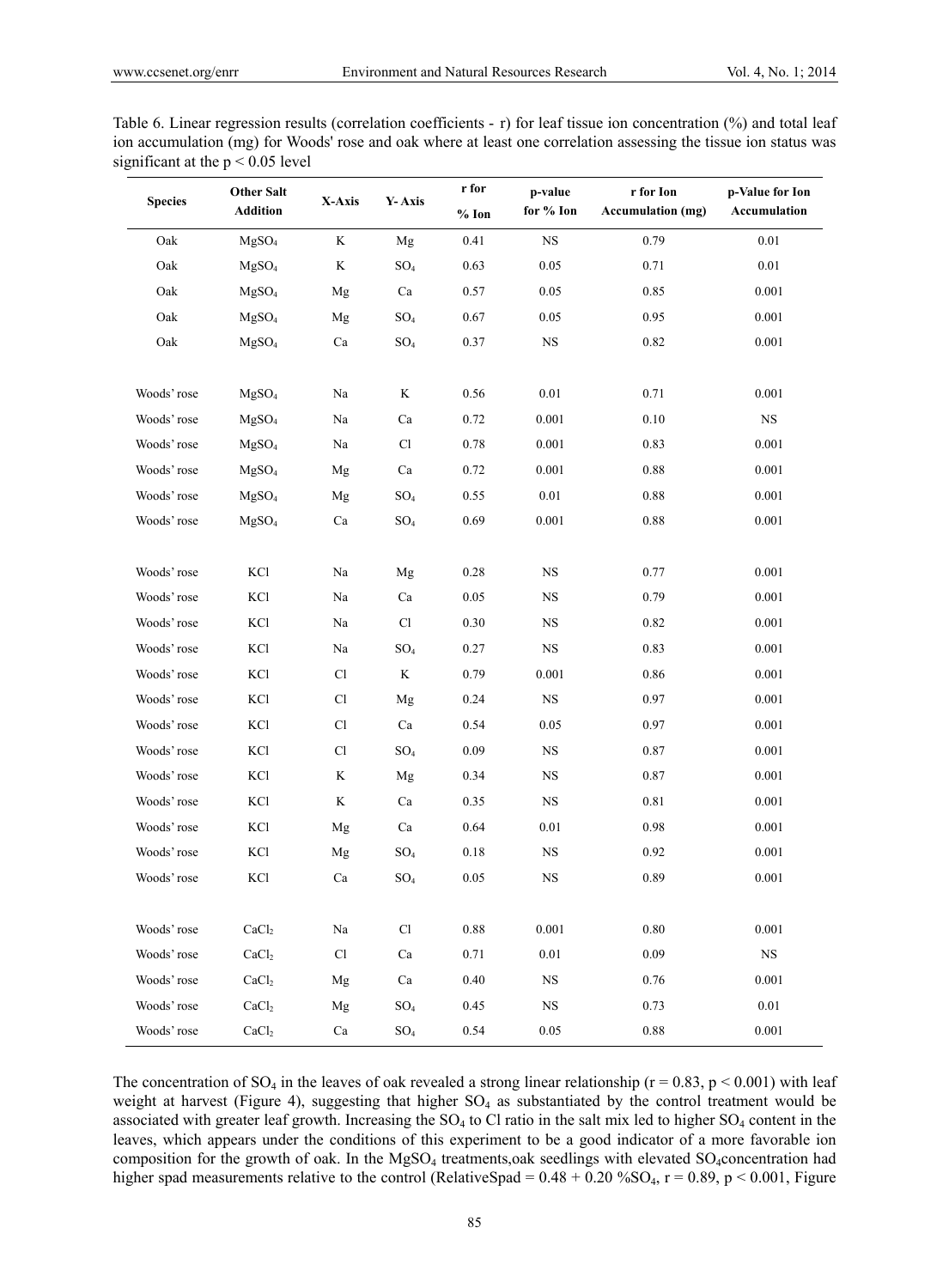Table 6. Linear regression results (correlation coefficients - r) for leaf tissue ion concentration (%) and total leaf ion accumulation (mg) for Woods' rose and oak where at least one correlation assessing the tissue ion status was significant at the $p < 0.05$ level

| Species | Other Salt Addition | X-Axis | Y- Axis | r for % Ion | p-value for % Ion | r for Ion Accumulation (mg) | p-Value for Ion Accumulation |
|---|---|---|---|---|---|---|---|
| Oak | $MgSO_4$ | K | Mg | 0.41 | NS | 0.79 | 0.01 |
| Oak | $MgSO_4$ | K | $SO_4$ | 0.63 | 0.05 | 0.71 | 0.01 |
| Oak | $MgSO_4$ | Mg | Ca | 0.57 | 0.05 | 0.85 | 0.001 |
| Oak | $MgSO_4$ | Mg | $SO_4$ | 0.67 | 0.05 | 0.95 | 0.001 |
| Oak | $MgSO_4$ | Ca | $SO_4$ | 0.37 | NS | 0.82 | 0.001 |
| | | | | | | | |
| Woods' rose | $MgSO_4$ | Na | K | 0.56 | 0.01 | 0.71 | 0.001 |
| Woods' rose | $MgSO_4$ | Na | Ca | 0.72 | 0.001 | 0.10 | NS |
| Woods' rose | $MgSO_4$ | Na | Cl | 0.78 | 0.001 | 0.83 | 0.001 |
| Woods' rose | $MgSO_4$ | Mg | Ca | 0.72 | 0.001 | 0.88 | 0.001 |
| Woods' rose | $MgSO_4$ | Mg | $SO_4$ | 0.55 | 0.01 | 0.88 | 0.001 |
| Woods' rose | $MgSO_4$ | Ca | $SO_4$ | 0.69 | 0.001 | 0.88 | 0.001 |
| | | | | | | | |
| Woods' rose | KCl | Na | Mg | 0.28 | NS | 0.77 | 0.001 |
| Woods' rose | KCl | Na | Ca | 0.05 | NS | 0.79 | 0.001 |
| Woods' rose | KCl | Na | Cl | 0.30 | NS | 0.82 | 0.001 |
| Woods' rose | KCl | Na | $SO_4$ | 0.27 | NS | 0.83 | 0.001 |
| Woods' rose | KCl | Cl | K | 0.79 | 0.001 | 0.86 | 0.001 |
| Woods' rose | KCl | Cl | Mg | 0.24 | NS | 0.97 | 0.001 |
| Woods' rose | KCl | Cl | Ca | 0.54 | 0.05 | 0.97 | 0.001 |
| Woods' rose | KCl | Cl | $SO_4$ | 0.09 | NS | 0.87 | 0.001 |
| Woods' rose | KCl | K | Mg | 0.34 | NS | 0.87 | 0.001 |
| Woods' rose | KCl | K | Ca | 0.35 | NS | 0.81 | 0.001 |
| Woods' rose | KCl | Mg | Ca | 0.64 | 0.01 | 0.98 | 0.001 |
| Woods' rose | KCl | Mg | $SO_4$ | 0.18 | NS | 0.92 | 0.001 |
| Woods' rose | KCl | Ca | $SO_4$ | 0.05 | NS | 0.89 | 0.001 |
| | | | | | | | |
| Woods' rose | $CaCl_2$ | Na | Cl | 0.88 | 0.001 | 0.80 | 0.001 |
| Woods' rose | $CaCl_2$ | Cl | Ca | 0.71 | 0.01 | 0.09 | NS |
| Woods' rose | $CaCl_2$ | Mg | Ca | 0.40 | NS | 0.76 | 0.001 |
| Woods' rose | $CaCl_2$ | Mg | $SO_4$ | 0.45 | NS | 0.73 | 0.01 |
| Woods' rose | $CaCl_2$ | Ca | $SO_4$ | 0.54 | 0.05 | 0.88 | 0.001 |

The concentration of $SO_4$ in the leaves of oak revealed a strong linear relationship ($r = 0.83$, $p < 0.001$) with leaf weight at harvest (Figure 4), suggesting that higher $SO_4$ as substantiated by the control treatment would be associated with greater leaf growth. Increasing the $SO_4$ to Cl ratio in the salt mix led to higher $SO_4$ content in the leaves, which appears under the conditions of this experiment to be a good indicator of a more favorable ion composition for the growth of oak. In the $MgSO_4$ treatments,oak seedlings with elevated $SO_4$concentration had higher spad measurements relative to the control ($\text{RelativeSpad} = 0.48 + 0.20\ \%SO_4$, $r = 0.89$, $p < 0.001$, Figure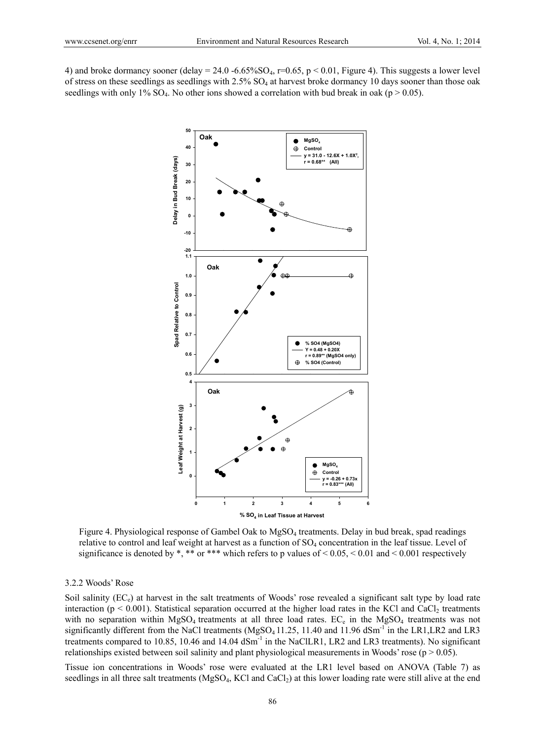4) and broke dormancy sooner (delay = 24.0 -6.65%$SO_4$, r=0.65, $p < 0.01$, Figure 4). This suggests a lower level of stress on these seedlings as seedlings with 2.5% $SO_4$ at harvest broke dormancy 10 days sooner than those oak seedlings with only 1% $SO_4$. No other ions showed a correlation with bud break in oak ($p > 0.05$).

Figure 4. Physiological response of Gambel Oak to $MgSO_4$ treatments. Delay in bud break, spad readings relative to control and leaf weight at harvest as a function of $SO_4$ concentration in the leaf tissue. Level of significance is denoted by *, ** or *** which refers to p values of < 0.05, < 0.01 and < 0.001 respectively

### 3.2.2 Woods' Rose

Soil salinity ($EC_e$) at harvest in the salt treatments of Woods' rose revealed a significant salt type by load rate interaction ($p < 0.001$). Statistical separation occurred at the higher load rates in the KCl and $CaCl_2$ treatments with no separation within $MgSO_4$ treatments at all three load rates. $EC_e$ in the $MgSO_4$ treatments was not significantly different from the NaCl treatments ($MgSO_4$ 11.25, 11.40 and 11.96 $dSm^{-1}$ in the LR1,LR2 and LR3 treatments compared to 10.85, 10.46 and 14.04 $dSm^{-1}$ in the NaClLR1, LR2 and LR3 treatments). No significant relationships existed between soil salinity and plant physiological measurements in Woods' rose ($p > 0.05$).

Tissue ion concentrations in Woods' rose were evaluated at the LR1 level based on ANOVA (Table 7) as seedlings in all three salt treatments ($MgSO_4$, KCl and $CaCl_2$) at this lower loading rate were still alive at the end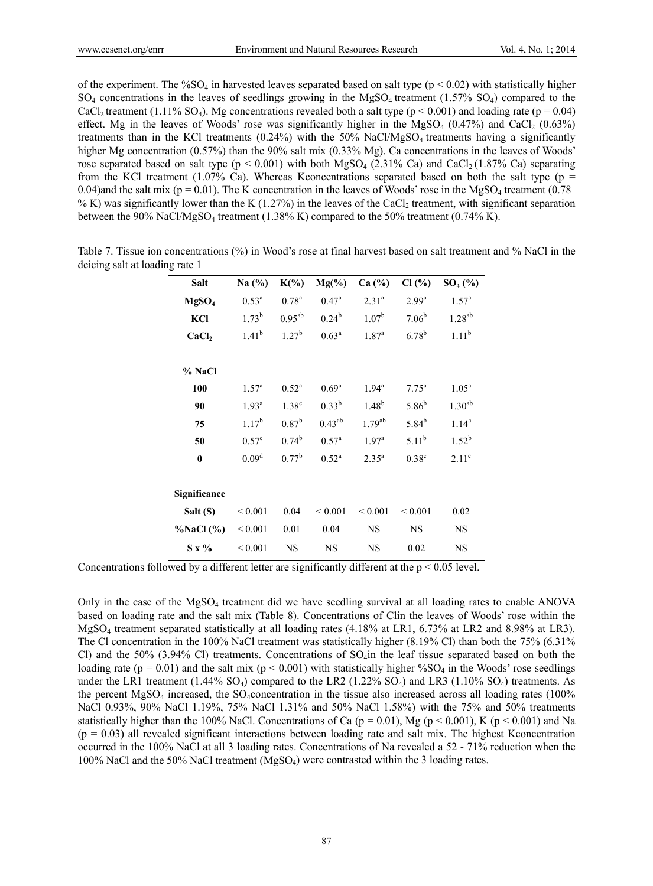of the experiment. The $\%SO_4$ in harvested leaves separated based on salt type ($p < 0.02$) with statistically higher $SO_4$ concentrations in the leaves of seedlings growing in the $MgSO_4$ treatment (1.57% $SO_4$) compared to the $CaCl_2$ treatment (1.11% $SO_4$). Mg concentrations revealed both a salt type ($p < 0.001$) and loading rate ($p = 0.04$) effect. Mg in the leaves of Woods' rose was significantly higher in the $MgSO_4$ (0.47%) and $CaCl_2$ (0.63%) treatments than in the KCl treatments (0.24%) with the 50% NaCl/$MgSO_4$ treatments having a significantly higher Mg concentration (0.57%) than the 90% salt mix (0.33% Mg). Ca concentrations in the leaves of Woods' rose separated based on salt type ($p < 0.001$) with both $MgSO_4$ (2.31% Ca) and $CaCl_2$ (1.87% Ca) separating from the KCl treatment (1.07% Ca). Whereas Kconcentrations separated based on both the salt type ($p = 0.04$)and the salt mix ($p = 0.01$). The K concentration in the leaves of Woods' rose in the $MgSO_4$ treatment (0.78 % K) was significantly lower than the K (1.27%) in the leaves of the $CaCl_2$ treatment, with significant separation between the 90% NaCl/$MgSO_4$ treatment (1.38% K) compared to the 50% treatment (0.74% K).

Table 7. Tissue ion concentrations (%) in Wood's rose at final harvest based on salt treatment and % NaCl in the deicing salt at loading rate 1

| Salt | Na (%) | K(%) | Mg(%) | Ca (%) | Cl (%) | $SO_4$ (%) |
|---|---|---|---|---|---|---|
| **$MgSO_4$** | $0.53^{a}$ | $0.78^{a}$ | $0.47^{a}$ | $2.31^{a}$ | $2.99^{a}$ | $1.57^{a}$ |
| **KCl** | $1.73^{b}$ | $0.95^{ab}$ | $0.24^{b}$ | $1.07^{b}$ | $7.06^{b}$ | $1.28^{ab}$ |
| **$CaCl_2$** | $1.41^{b}$ | $1.27^{b}$ | $0.63^{a}$ | $1.87^{a}$ | $6.78^{b}$ | $1.11^{b}$ |
| **% NaCl** | | | | | | |
| **100** | $1.57^{a}$ | $0.52^{a}$ | $0.69^{a}$ | $1.94^{a}$ | $7.75^{a}$ | $1.05^{a}$ |
| **90** | $1.93^{a}$ | $1.38^{c}$ | $0.33^{b}$ | $1.48^{b}$ | $5.86^{b}$ | $1.30^{ab}$ |
| **75** | $1.17^{b}$ | $0.87^{b}$ | $0.43^{ab}$ | $1.79^{ab}$ | $5.84^{b}$ | $1.14^{a}$ |
| **50** | $0.57^{c}$ | $0.74^{b}$ | $0.57^{a}$ | $1.97^{a}$ | $5.11^{b}$ | $1.52^{b}$ |
| **0** | $0.09^{d}$ | $0.77^{b}$ | $0.52^{a}$ | $2.35^{a}$ | $0.38^{c}$ | $2.11^{c}$ |
| **Significance** | | | | | | |
| **Salt (S)** | < 0.001 | 0.04 | < 0.001 | < 0.001 | < 0.001 | 0.02 |
| **%NaCl (%)** | < 0.001 | 0.01 | 0.04 | NS | NS | NS |
| **S x %** | < 0.001 | NS | NS | NS | 0.02 | NS |

Concentrations followed by a different letter are significantly different at the $p < 0.05$ level.

Only in the case of the $MgSO_4$ treatment did we have seedling survival at all loading rates to enable ANOVA based on loading rate and the salt mix (Table 8). Concentrations of Clin the leaves of Woods' rose within the $MgSO_4$ treatment separated statistically at all loading rates (4.18% at LR1, 6.73% at LR2 and 8.98% at LR3). The Cl concentration in the 100% NaCl treatment was statistically higher (8.19% Cl) than both the 75% (6.31% Cl) and the 50% (3.94% Cl) treatments. Concentrations of $SO_4$in the leaf tissue separated based on both the loading rate ($p = 0.01$) and the salt mix ($p < 0.001$) with statistically higher $\%SO_4$ in the Woods' rose seedlings under the LR1 treatment (1.44% $SO_4$) compared to the LR2 (1.22% $SO_4$) and LR3 (1.10% $SO_4$) treatments. As the percent $MgSO_4$ increased, the $SO_4$concentration in the tissue also increased across all loading rates (100% NaCl 0.93%, 90% NaCl 1.19%, 75% NaCl 1.31% and 50% NaCl 1.58%) with the 75% and 50% treatments statistically higher than the 100% NaCl. Concentrations of Ca ($p = 0.01$), Mg ($p < 0.001$), K ($p < 0.001$) and Na ($p = 0.03$) all revealed significant interactions between loading rate and salt mix. The highest Kconcentration occurred in the 100% NaCl at all 3 loading rates. Concentrations of Na revealed a 52 - 71% reduction when the 100% NaCl and the 50% NaCl treatment ($MgSO_4$) were contrasted within the 3 loading rates.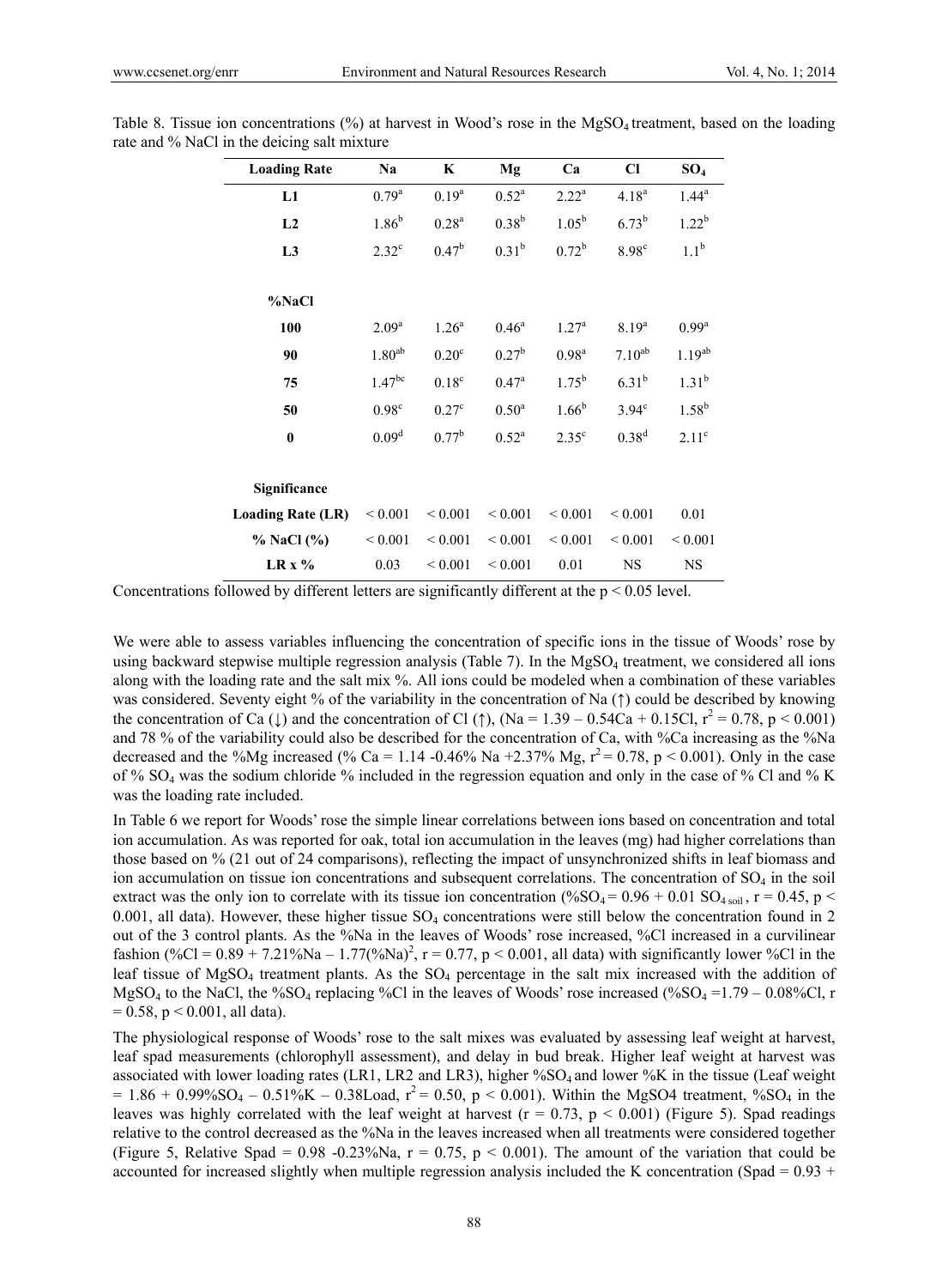Table 8. Tissue ion concentrations (%) at harvest in Wood's rose in the $MgSO_4$ treatment, based on the loading rate and % NaCl in the deicing salt mixture

| Loading Rate | Na | K | Mg | Ca | Cl | $SO_4$ |
|---|---|---|---|---|---|---|
| **L1** | $0.79^a$ | $0.19^a$ | $0.52^a$ | $2.22^a$ | $4.18^a$ | $1.44^a$ |
| **L2** | $1.86^b$ | $0.28^a$ | $0.38^b$ | $1.05^b$ | $6.73^b$ | $1.22^b$ |
| **L3** | $2.32^c$ | $0.47^b$ | $0.31^b$ | $0.72^b$ | $8.98^c$ | $1.1^b$ |
| **%NaCl** | | | | | | |
| **100** | $2.09^a$ | $1.26^a$ | $0.46^a$ | $1.27^a$ | $8.19^a$ | $0.99^a$ |
| **90** | $1.80^{ab}$ | $0.20^c$ | $0.27^b$ | $0.98^a$ | $7.10^{ab}$ | $1.19^{ab}$ |
| **75** | $1.47^{bc}$ | $0.18^c$ | $0.47^a$ | $1.75^b$ | $6.31^b$ | $1.31^b$ |
| **50** | $0.98^c$ | $0.27^c$ | $0.50^a$ | $1.66^b$ | $3.94^c$ | $1.58^b$ |
| **0** | $0.09^d$ | $0.77^b$ | $0.52^a$ | $2.35^c$ | $0.38^d$ | $2.11^c$ |
| **Significance** | | | | | | |
| **Loading Rate (LR)** | < 0.001 | < 0.001 | < 0.001 | < 0.001 | < 0.001 | 0.01 |
| **% NaCl (%)** | < 0.001 | < 0.001 | < 0.001 | < 0.001 | < 0.001 | < 0.001 |
| **LR x %** | 0.03 | < 0.001 | < 0.001 | 0.01 | NS | NS |

Concentrations followed by different letters are significantly different at the $p < 0.05$ level.

We were able to assess variables influencing the concentration of specific ions in the tissue of Woods' rose by using backward stepwise multiple regression analysis (Table 7). In the $MgSO_4$ treatment, we considered all ions along with the loading rate and the salt mix %. All ions could be modeled when a combination of these variables was considered. Seventy eight % of the variability in the concentration of Na (↑) could be described by knowing the concentration of Ca (↓) and the concentration of Cl (↑), ($Na = 1.39 – 0.54Ca + 0.15Cl$, $r^2 = 0.78$, $p < 0.001$) and 78 % of the variability could also be described for the concentration of Ca, with %Ca increasing as the %Na decreased and the %Mg increased ($\% Ca = 1.14 - 0.46\% Na + 2.37\% Mg$, $r^2 = 0.78$, $p < 0.001$). Only in the case of % $SO_4$ was the sodium chloride % included in the regression equation and only in the case of % Cl and % K was the loading rate included.

In Table 6 we report for Woods' rose the simple linear correlations between ions based on concentration and total ion accumulation. As was reported for oak, total ion accumulation in the leaves (mg) had higher correlations than those based on % (21 out of 24 comparisons), reflecting the impact of unsynchronized shifts in leaf biomass and ion accumulation on tissue ion concentrations and subsequent correlations. The concentration of $SO_4$ in the soil extract was the only ion to correlate with its tissue ion concentration ($\%SO_4 = 0.96 + 0.01\ SO_{4\ soil}$, $r = 0.45$, $p < 0.001$, all data). However, these higher tissue $SO_4$ concentrations were still below the concentration found in 2 out of the 3 control plants. As the %Na in the leaves of Woods' rose increased, %Cl increased in a curvilinear fashion ($\%Cl = 0.89 + 7.21\%Na – 1.77(\%Na)^2$, $r = 0.77$, $p < 0.001$, all data) with significantly lower %Cl in the leaf tissue of $MgSO_4$ treatment plants. As the $SO_4$ percentage in the salt mix increased with the addition of $MgSO_4$ to the NaCl, the $\%SO_4$ replacing %Cl in the leaves of Woods' rose increased ($\%SO_4 = 1.79 – 0.08\%Cl$, $r = 0.58$, $p < 0.001$, all data).

The physiological response of Woods' rose to the salt mixes was evaluated by assessing leaf weight at harvest, leaf spad measurements (chlorophyll assessment), and delay in bud break. Higher leaf weight at harvest was associated with lower loading rates (LR1, LR2 and LR3), higher $\%SO_4$ and lower %K in the tissue ($Leaf\ weight = 1.86 + 0.99\%SO_4 – 0.51\%K – 0.38Load$, $r^2 = 0.50$, $p < 0.001$). Within the MgSO4 treatment, $\%SO_4$ in the leaves was highly correlated with the leaf weight at harvest ($r = 0.73$, $p < 0.001$) (Figure 5). Spad readings relative to the control decreased as the %Na in the leaves increased when all treatments were considered together (Figure 5, $Relative\ Spad = 0.98 - 0.23\%Na$, $r = 0.75$, $p < 0.001$). The amount of the variation that could be accounted for increased slightly when multiple regression analysis included the K concentration (Spad = 0.93 +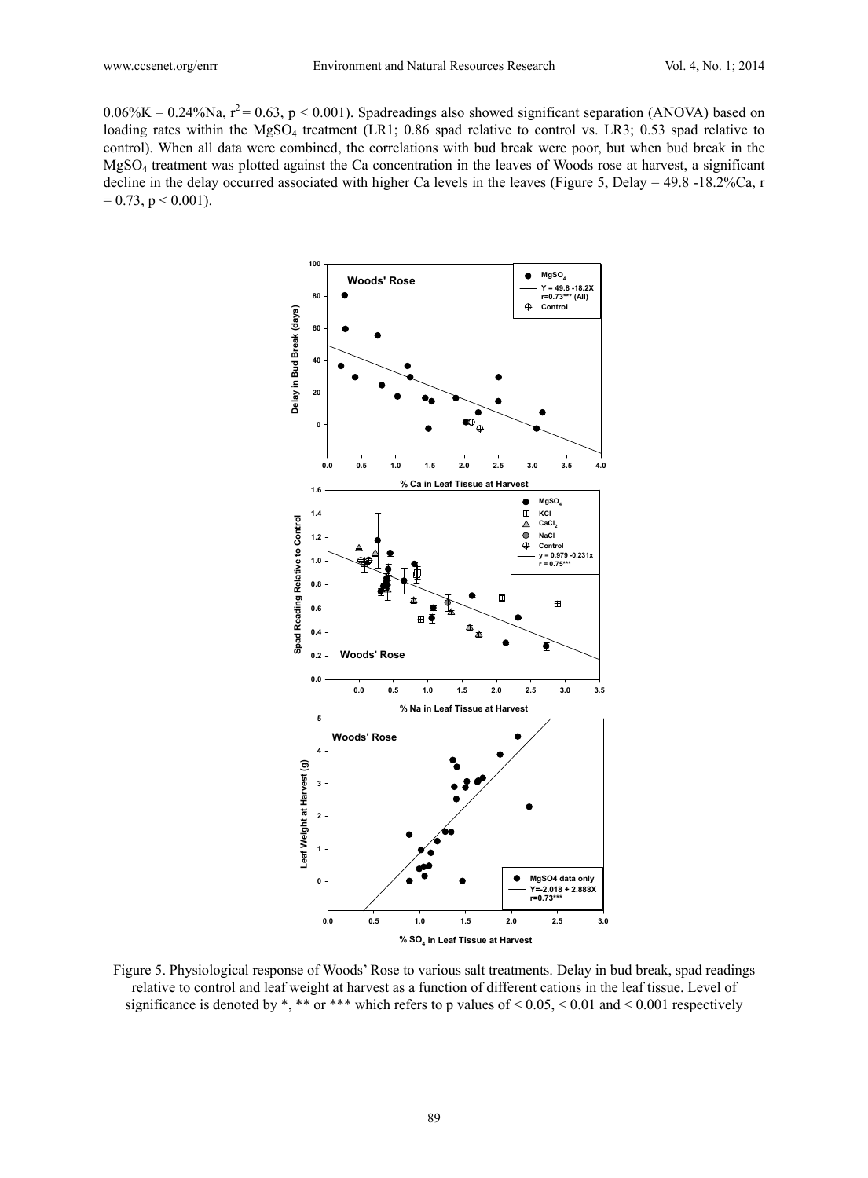$0.06\%K – 0.24\%Na$, $r^2 = 0.63$, $p < 0.001$). Spadreadings also showed significant separation (ANOVA) based on loading rates within the $MgSO_4$ treatment (LR1; 0.86 spad relative to control vs. LR3; 0.53 spad relative to control). When all data were combined, the correlations with bud break were poor, but when bud break in the $MgSO_4$ treatment was plotted against the Ca concentration in the leaves of Woods rose at harvest, a significant decline in the delay occurred associated with higher Ca levels in the leaves (Figure 5, Delay = 49.8 -18.2%Ca, $r = 0.73$, $p < 0.001$).

Figure 5. Physiological response of Woods' Rose to various salt treatments. Delay in bud break, spad readings relative to control and leaf weight at harvest as a function of different cations in the leaf tissue. Level of significance is denoted by *, ** or *** which refers to p values of < 0.05, < 0.01 and < 0.001 respectively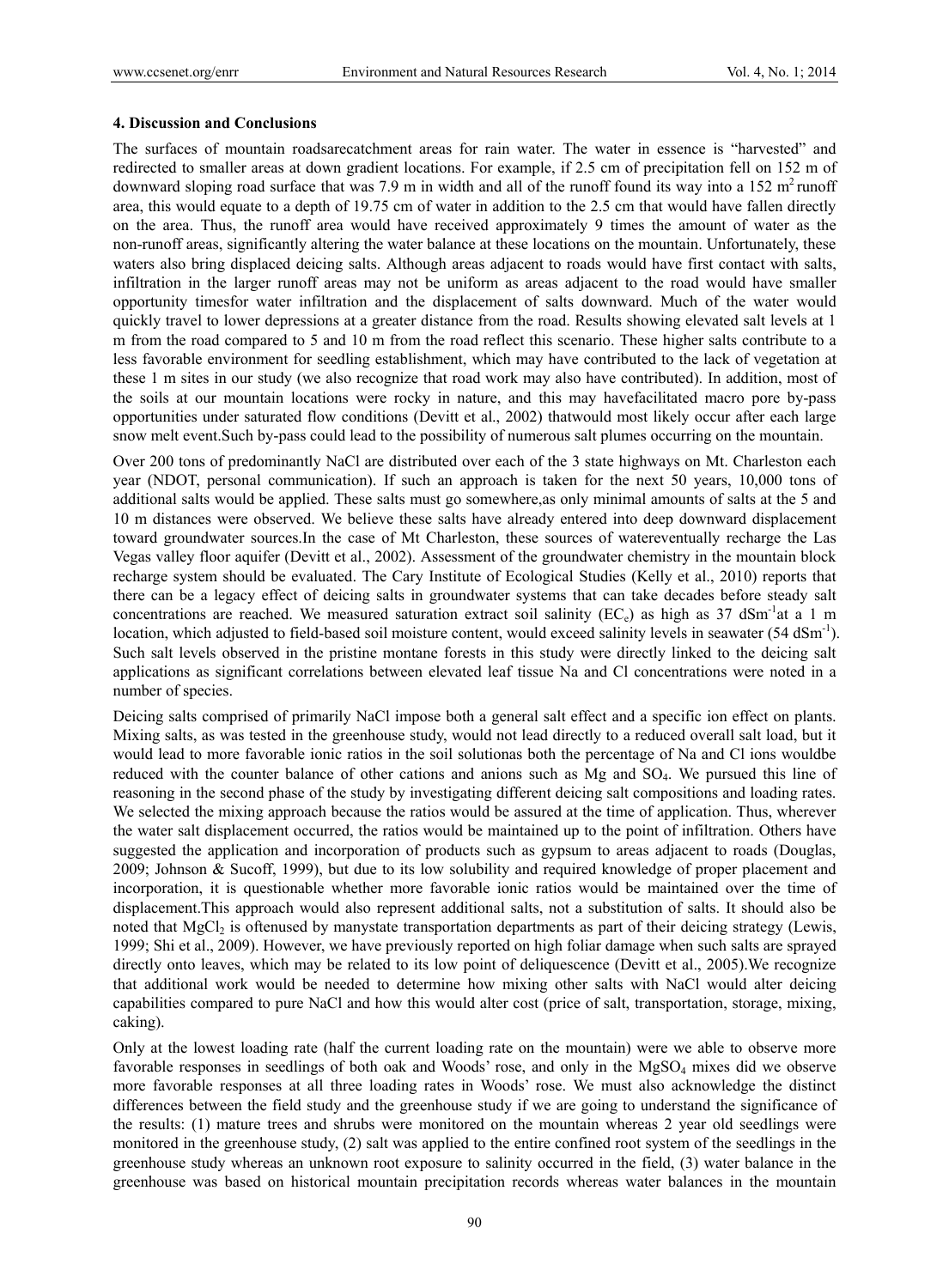## 4. Discussion and Conclusions

The surfaces of mountain roadsarecatchment areas for rain water. The water in essence is "harvested" and redirected to smaller areas at down gradient locations. For example, if 2.5 cm of precipitation fell on 152 m of downward sloping road surface that was 7.9 m in width and all of the runoff found its way into a 152 $m^2$ runoff area, this would equate to a depth of 19.75 cm of water in addition to the 2.5 cm that would have fallen directly on the area. Thus, the runoff area would have received approximately 9 times the amount of water as the non-runoff areas, significantly altering the water balance at these locations on the mountain. Unfortunately, these waters also bring displaced deicing salts. Although areas adjacent to roads would have first contact with salts, infiltration in the larger runoff areas may not be uniform as areas adjacent to the road would have smaller opportunity timesfor water infiltration and the displacement of salts downward. Much of the water would quickly travel to lower depressions at a greater distance from the road. Results showing elevated salt levels at 1 m from the road compared to 5 and 10 m from the road reflect this scenario. These higher salts contribute to a less favorable environment for seedling establishment, which may have contributed to the lack of vegetation at these 1 m sites in our study (we also recognize that road work may also have contributed). In addition, most of the soils at our mountain locations were rocky in nature, and this may havefacilitated macro pore by-pass opportunities under saturated flow conditions (Devitt et al., 2002) thatwould most likely occur after each large snow melt event.Such by-pass could lead to the possibility of numerous salt plumes occurring on the mountain.

Over 200 tons of predominantly NaCl are distributed over each of the 3 state highways on Mt. Charleston each year (NDOT, personal communication). If such an approach is taken for the next 50 years, 10,000 tons of additional salts would be applied. These salts must go somewhere,as only minimal amounts of salts at the 5 and 10 m distances were observed. We believe these salts have already entered into deep downward displacement toward groundwater sources.In the case of Mt Charleston, these sources of watereventually recharge the Las Vegas valley floor aquifer (Devitt et al., 2002). Assessment of the groundwater chemistry in the mountain block recharge system should be evaluated. The Cary Institute of Ecological Studies (Kelly et al., 2010) reports that there can be a legacy effect of deicing salts in groundwater systems that can take decades before steady salt concentrations are reached. We measured saturation extract soil salinity ($EC_e$) as high as 37 $dSm^{-1}$at a 1 m location, which adjusted to field-based soil moisture content, would exceed salinity levels in seawater (54 $dSm^{-1}$). Such salt levels observed in the pristine montane forests in this study were directly linked to the deicing salt applications as significant correlations between elevated leaf tissue Na and Cl concentrations were noted in a number of species.

Deicing salts comprised of primarily NaCl impose both a general salt effect and a specific ion effect on plants. Mixing salts, as was tested in the greenhouse study, would not lead directly to a reduced overall salt load, but it would lead to more favorable ionic ratios in the soil solutionas both the percentage of Na and Cl ions wouldbe reduced with the counter balance of other cations and anions such as Mg and $SO_4$. We pursued this line of reasoning in the second phase of the study by investigating different deicing salt compositions and loading rates. We selected the mixing approach because the ratios would be assured at the time of application. Thus, wherever the water salt displacement occurred, the ratios would be maintained up to the point of infiltration. Others have suggested the application and incorporation of products such as gypsum to areas adjacent to roads (Douglas, 2009; Johnson & Sucoff, 1999), but due to its low solubility and required knowledge of proper placement and incorporation, it is questionable whether more favorable ionic ratios would be maintained over the time of displacement.This approach would also represent additional salts, not a substitution of salts. It should also be noted that $MgCl_2$ is oftenused by manystate transportation departments as part of their deicing strategy (Lewis, 1999; Shi et al., 2009). However, we have previously reported on high foliar damage when such salts are sprayed directly onto leaves, which may be related to its low point of deliquescence (Devitt et al., 2005).We recognize that additional work would be needed to determine how mixing other salts with NaCl would alter deicing capabilities compared to pure NaCl and how this would alter cost (price of salt, transportation, storage, mixing, caking).

Only at the lowest loading rate (half the current loading rate on the mountain) were we able to observe more favorable responses in seedlings of both oak and Woods' rose, and only in the $MgSO_4$ mixes did we observe more favorable responses at all three loading rates in Woods' rose. We must also acknowledge the distinct differences between the field study and the greenhouse study if we are going to understand the significance of the results: (1) mature trees and shrubs were monitored on the mountain whereas 2 year old seedlings were monitored in the greenhouse study, (2) salt was applied to the entire confined root system of the seedlings in the greenhouse study whereas an unknown root exposure to salinity occurred in the field, (3) water balance in the greenhouse was based on historical mountain precipitation records whereas water balances in the mountain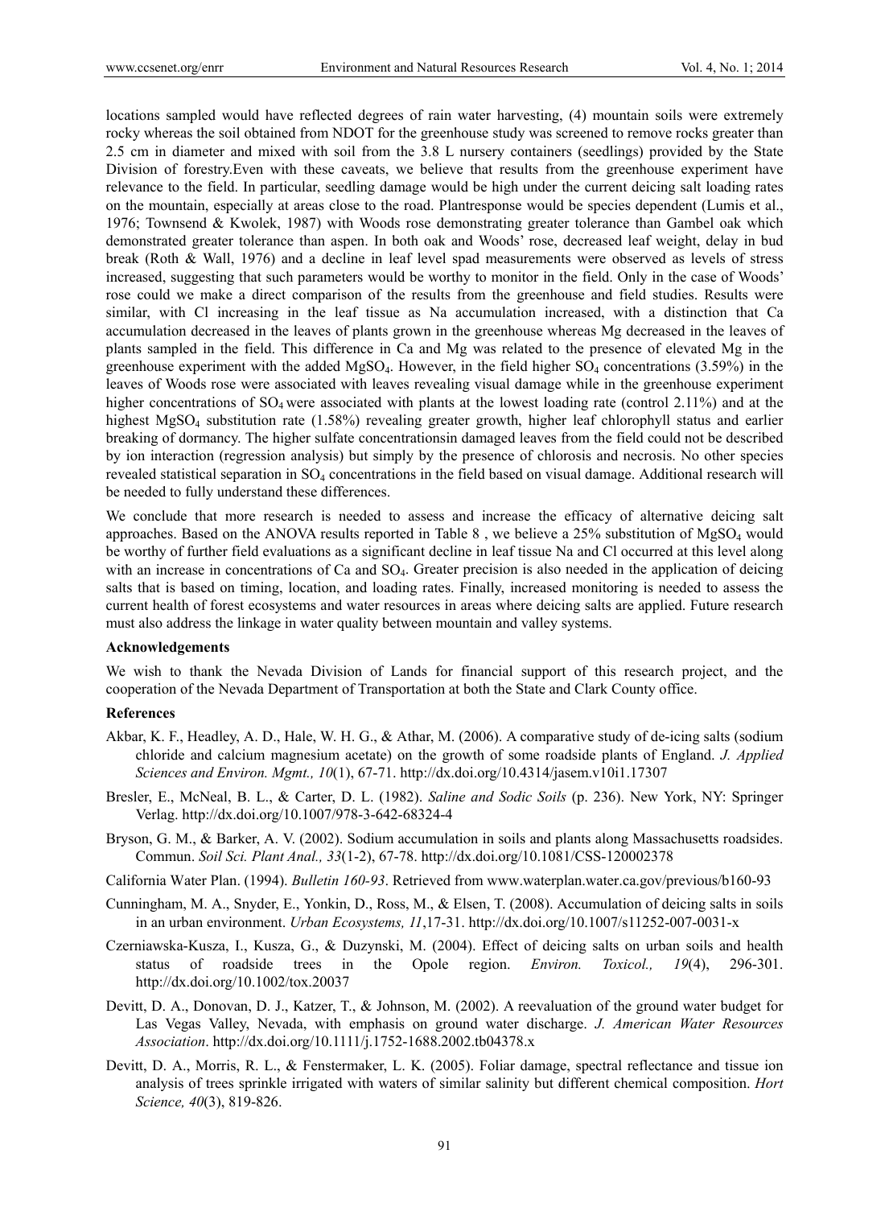locations sampled would have reflected degrees of rain water harvesting, (4) mountain soils were extremely rocky whereas the soil obtained from NDOT for the greenhouse study was screened to remove rocks greater than 2.5 cm in diameter and mixed with soil from the 3.8 L nursery containers (seedlings) provided by the State Division of forestry.Even with these caveats, we believe that results from the greenhouse experiment have relevance to the field. In particular, seedling damage would be high under the current deicing salt loading rates on the mountain, especially at areas close to the road. Plantresponse would be species dependent (Lumis et al., 1976; Townsend & Kwolek, 1987) with Woods rose demonstrating greater tolerance than Gambel oak which demonstrated greater tolerance than aspen. In both oak and Woods' rose, decreased leaf weight, delay in bud break (Roth & Wall, 1976) and a decline in leaf level spad measurements were observed as levels of stress increased, suggesting that such parameters would be worthy to monitor in the field. Only in the case of Woods' rose could we make a direct comparison of the results from the greenhouse and field studies. Results were similar, with Cl increasing in the leaf tissue as Na accumulation increased, with a distinction that Ca accumulation decreased in the leaves of plants grown in the greenhouse whereas Mg decreased in the leaves of plants sampled in the field. This difference in Ca and Mg was related to the presence of elevated Mg in the greenhouse experiment with the added $MgSO_4$. However, in the field higher $SO_4$ concentrations (3.59%) in the leaves of Woods rose were associated with leaves revealing visual damage while in the greenhouse experiment higher concentrations of $SO_4$ were associated with plants at the lowest loading rate (control 2.11%) and at the highest $MgSO_4$ substitution rate (1.58%) revealing greater growth, higher leaf chlorophyll status and earlier breaking of dormancy. The higher sulfate concentrationsin damaged leaves from the field could not be described by ion interaction (regression analysis) but simply by the presence of chlorosis and necrosis. No other species revealed statistical separation in $SO_4$ concentrations in the field based on visual damage. Additional research will be needed to fully understand these differences.

We conclude that more research is needed to assess and increase the efficacy of alternative deicing salt approaches. Based on the ANOVA results reported in Table 8 , we believe a 25% substitution of $MgSO_4$ would be worthy of further field evaluations as a significant decline in leaf tissue Na and Cl occurred at this level along with an increase in concentrations of Ca and $SO_4$. Greater precision is also needed in the application of deicing salts that is based on timing, location, and loading rates. Finally, increased monitoring is needed to assess the current health of forest ecosystems and water resources in areas where deicing salts are applied. Future research must also address the linkage in water quality between mountain and valley systems.

**Acknowledgements**

We wish to thank the Nevada Division of Lands for financial support of this research project, and the cooperation of the Nevada Department of Transportation at both the State and Clark County office.

**References**

Akbar, K. F., Headley, A. D., Hale, W. H. G., & Athar, M. (2006). A comparative study of de-icing salts (sodium chloride and calcium magnesium acetate) on the growth of some roadside plants of England. *J. Applied Sciences and Environ. Mgmt., 10*(1), 67-71. http://dx.doi.org/10.4314/jasem.v10i1.17307

Bresler, E., McNeal, B. L., & Carter, D. L. (1982). *Saline and Sodic Soils* (p. 236). New York, NY: Springer Verlag. http://dx.doi.org/10.1007/978-3-642-68324-4

Bryson, G. M., & Barker, A. V. (2002). Sodium accumulation in soils and plants along Massachusetts roadsides. Commun. *Soil Sci. Plant Anal., 33*(1-2), 67-78. http://dx.doi.org/10.1081/CSS-120002378

California Water Plan. (1994). *Bulletin 160-93*. Retrieved from www.waterplan.water.ca.gov/previous/b160-93

Cunningham, M. A., Snyder, E., Yonkin, D., Ross, M., & Elsen, T. (2008). Accumulation of deicing salts in soils in an urban environment. *Urban Ecosystems, 11*,17-31. http://dx.doi.org/10.1007/s11252-007-0031-x

Czerniawska-Kusza, I., Kusza, G., & Duzynski, M. (2004). Effect of deicing salts on urban soils and health status of roadside trees in the Opole region. *Environ. Toxicol., 19*(4), 296-301. http://dx.doi.org/10.1002/tox.20037

Devitt, D. A., Donovan, D. J., Katzer, T., & Johnson, M. (2002). A reevaluation of the ground water budget for Las Vegas Valley, Nevada, with emphasis on ground water discharge. *J. American Water Resources Association*. http://dx.doi.org/10.1111/j.1752-1688.2002.tb04378.x

Devitt, D. A., Morris, R. L., & Fenstermaker, L. K. (2005). Foliar damage, spectral reflectance and tissue ion analysis of trees sprinkle irrigated with waters of similar salinity but different chemical composition. *Hort Science, 40*(3), 819-826.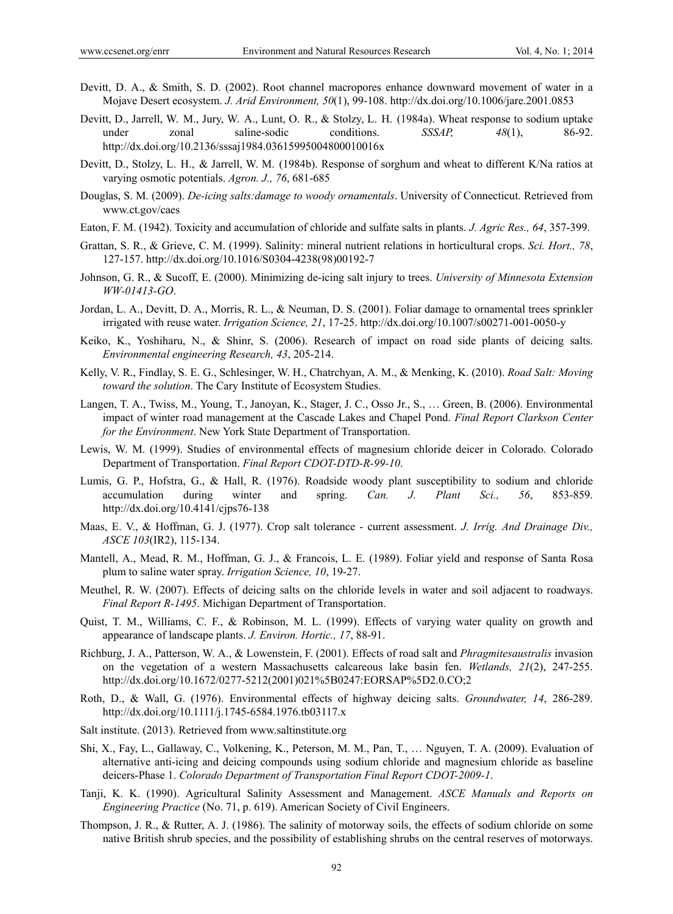Devitt, D. A., & Smith, S. D. (2002). Root channel macropores enhance downward movement of water in a Mojave Desert ecosystem. *J. Arid Environment, 50*(1), 99-108. http://dx.doi.org/10.1006/jare.2001.0853

Devitt, D., Jarrell, W. M., Jury, W. A., Lunt, O. R., & Stolzy, L. H. (1984a). Wheat response to sodium uptake under zonal saline-sodic conditions. *SSSAP, 48*(1), 86-92. http://dx.doi.org/10.2136/sssaj1984.03615995004800010016x

Devitt, D., Stolzy, L. H., & Jarrell, W. M. (1984b). Response of sorghum and wheat to different K/Na ratios at varying osmotic potentials. *Agron. J., 76*, 681-685

Douglas, S. M. (2009). *De-icing salts:damage to woody ornamentals*. University of Connecticut. Retrieved from www.ct.gov/caes

Eaton, F. M. (1942). Toxicity and accumulation of chloride and sulfate salts in plants. *J. Agric Res., 64*, 357-399.

Grattan, S. R., & Grieve, C. M. (1999). Salinity: mineral nutrient relations in horticultural crops. *Sci. Hort., 78*, 127-157. http://dx.doi.org/10.1016/S0304-4238(98)00192-7

Johnson, G. R., & Sucoff, E. (2000). Minimizing de-icing salt injury to trees. *University of Minnesota Extension WW-01413-GO*.

Jordan, L. A., Devitt, D. A., Morris, R. L., & Neuman, D. S. (2001). Foliar damage to ornamental trees sprinkler irrigated with reuse water. *Irrigation Science, 21*, 17-25. http://dx.doi.org/10.1007/s00271-001-0050-y

Keiko, K., Yoshiharu, N., & Shinr, S. (2006). Research of impact on road side plants of deicing salts. *Environmental engineering Research, 43*, 205-214.

Kelly, V. R., Findlay, S. E. G., Schlesinger, W. H., Chatrchyan, A. M., & Menking, K. (2010). *Road Salt: Moving toward the solution*. The Cary Institute of Ecosystem Studies.

Langen, T. A., Twiss, M., Young, T., Janoyan, K., Stager, J. C., Osso Jr., S., … Green, B. (2006). Environmental impact of winter road management at the Cascade Lakes and Chapel Pond. *Final Report Clarkson Center for the Environment*. New York State Department of Transportation.

Lewis, W. M. (1999). Studies of environmental effects of magnesium chloride deicer in Colorado. Colorado Department of Transportation. *Final Report CDOT-DTD-R-99-10*.

Lumis, G. P., Hofstra, G., & Hall, R. (1976). Roadside woody plant susceptibility to sodium and chloride accumulation during winter and spring. *Can. J. Plant Sci., 56*, 853-859. http://dx.doi.org/10.4141/cjps76-138

Maas, E. V., & Hoffman, G. J. (1977). Crop salt tolerance - current assessment. *J. Irrig. And Drainage Div., ASCE 103*(IR2), 115-134.

Mantell, A., Mead, R. M., Hoffman, G. J., & Francois, L. E. (1989). Foliar yield and response of Santa Rosa plum to saline water spray. *Irrigation Science, 10*, 19-27.

Meuthel, R. W. (2007). Effects of deicing salts on the chloride levels in water and soil adjacent to roadways. *Final Report R-1495*. Michigan Department of Transportation.

Quist, T. M., Williams, C. F., & Robinson, M. L. (1999). Effects of varying water quality on growth and appearance of landscape plants. *J. Environ. Hortic., 17*, 88-91.

Richburg, J. A., Patterson, W. A., & Lowenstein, F. (2001). Effects of road salt and *Phragmitesaustralis* invasion on the vegetation of a western Massachusetts calcareous lake basin fen. *Wetlands, 21*(2), 247-255. http://dx.doi.org/10.1672/0277-5212(2001)021%5B0247:EORSAP%5D2.0.CO;2

Roth, D., & Wall, G. (1976). Environmental effects of highway deicing salts. *Groundwater, 14*, 286-289. http://dx.doi.org/10.1111/j.1745-6584.1976.tb03117.x

Salt institute. (2013). Retrieved from www.saltinstitute.org

Shi, X., Fay, L., Gallaway, C., Volkening, K., Peterson, M. M., Pan, T., … Nguyen, T. A. (2009). Evaluation of alternative anti-icing and deicing compounds using sodium chloride and magnesium chloride as baseline deicers-Phase 1. *Colorado Department of Transportation Final Report CDOT-2009-1*.

Tanji, K. K. (1990). Agricultural Salinity Assessment and Management. *ASCE Manuals and Reports on Engineering Practice* (No. 71, p. 619). American Society of Civil Engineers.

Thompson, J. R., & Rutter, A. J. (1986). The salinity of motorway soils, the effects of sodium chloride on some native British shrub species, and the possibility of establishing shrubs on the central reserves of motorways.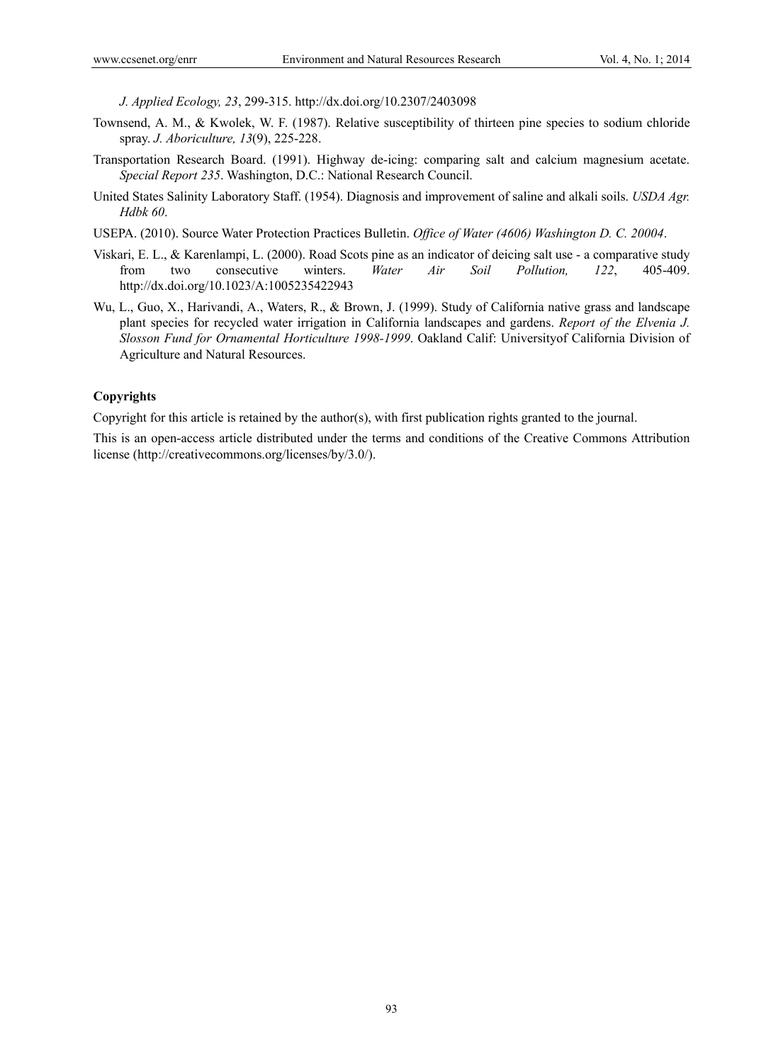*J. Applied Ecology, 23*, 299-315. http://dx.doi.org/10.2307/2403098

Townsend, A. M., & Kwolek, W. F. (1987). Relative susceptibility of thirteen pine species to sodium chloride spray. *J. Aboriculture, 13*(9), 225-228.

Transportation Research Board. (1991). Highway de-icing: comparing salt and calcium magnesium acetate. *Special Report 235*. Washington, D.C.: National Research Council.

United States Salinity Laboratory Staff. (1954). Diagnosis and improvement of saline and alkali soils. *USDA Agr. Hdbk 60*.

USEPA. (2010). Source Water Protection Practices Bulletin. *Office of Water (4606) Washington D. C. 20004*.

Viskari, E. L., & Karenlampi, L. (2000). Road Scots pine as an indicator of deicing salt use - a comparative study from two consecutive winters. *Water Air Soil Pollution, 122*, 405-409. http://dx.doi.org/10.1023/A:1005235422943

Wu, L., Guo, X., Harivandi, A., Waters, R., & Brown, J. (1999). Study of California native grass and landscape plant species for recycled water irrigation in California landscapes and gardens. *Report of the Elvenia J. Slosson Fund for Ornamental Horticulture 1998-1999*. Oakland Calif: Universityof California Division of Agriculture and Natural Resources.

**Copyrights**

Copyright for this article is retained by the author(s), with first publication rights granted to the journal.

This is an open-access article distributed under the terms and conditions of the Creative Commons Attribution license (http://creativecommons.org/licenses/by/3.0/).